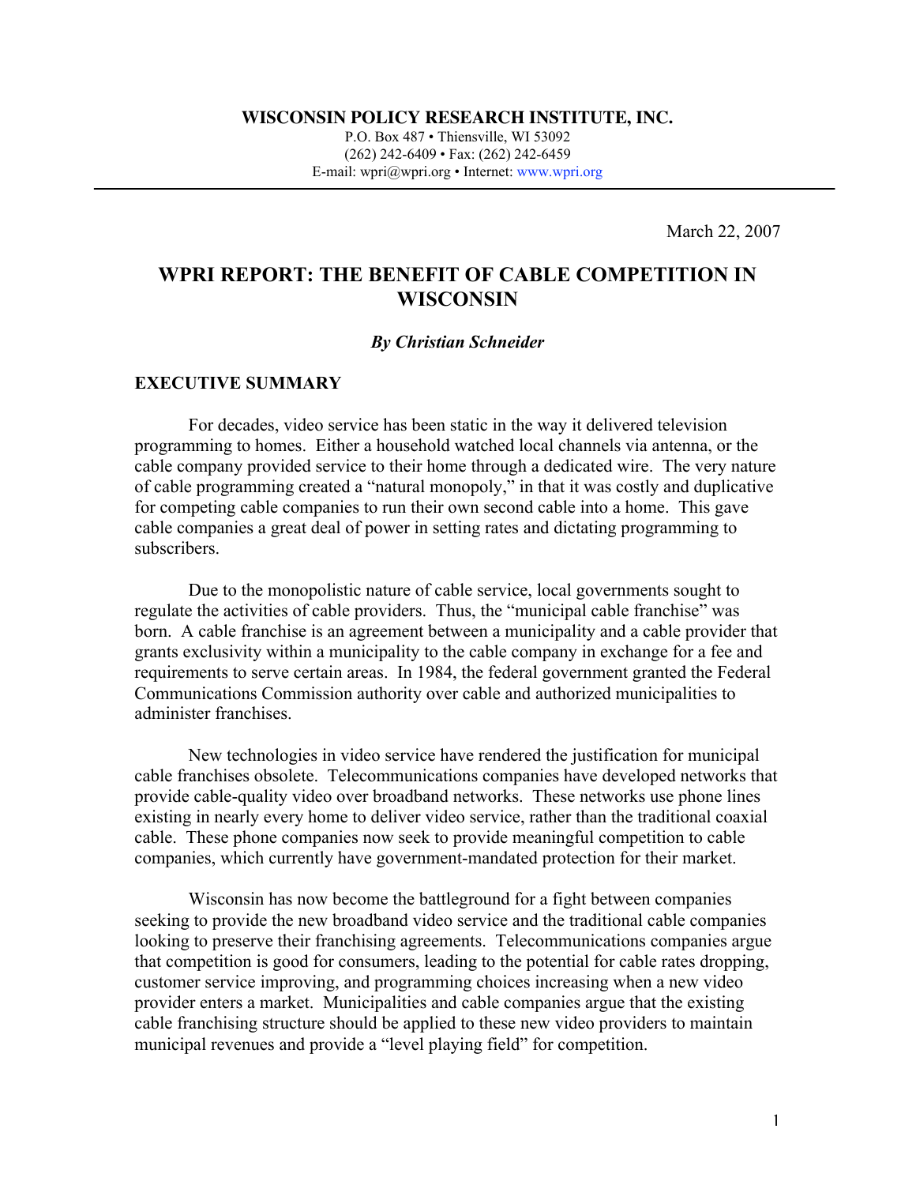**WISCONSIN POLICY RESEARCH INSTITUTE, INC.**

P.O. Box 487 • Thiensville, WI 53092
(262) 242-6409 • Fax: (262) 242-6459
E-mail: wpri@wpri.org • Internet: www.wpri.org

March 22, 2007

# WPRI REPORT: THE BENEFIT OF CABLE COMPETITION IN WISCONSIN

***By Christian Schneider***

## EXECUTIVE SUMMARY

For decades, video service has been static in the way it delivered television programming to homes. Either a household watched local channels via antenna, or the cable company provided service to their home through a dedicated wire. The very nature of cable programming created a "natural monopoly," in that it was costly and duplicative for competing cable companies to run their own second cable into a home. This gave cable companies a great deal of power in setting rates and dictating programming to subscribers.

Due to the monopolistic nature of cable service, local governments sought to regulate the activities of cable providers. Thus, the "municipal cable franchise" was born. A cable franchise is an agreement between a municipality and a cable provider that grants exclusivity within a municipality to the cable company in exchange for a fee and requirements to serve certain areas. In 1984, the federal government granted the Federal Communications Commission authority over cable and authorized municipalities to administer franchises.

New technologies in video service have rendered the justification for municipal cable franchises obsolete. Telecommunications companies have developed networks that provide cable-quality video over broadband networks. These networks use phone lines existing in nearly every home to deliver video service, rather than the traditional coaxial cable. These phone companies now seek to provide meaningful competition to cable companies, which currently have government-mandated protection for their market.

Wisconsin has now become the battleground for a fight between companies seeking to provide the new broadband video service and the traditional cable companies looking to preserve their franchising agreements. Telecommunications companies argue that competition is good for consumers, leading to the potential for cable rates dropping, customer service improving, and programming choices increasing when a new video provider enters a market. Municipalities and cable companies argue that the existing cable franchising structure should be applied to these new video providers to maintain municipal revenues and provide a "level playing field" for competition.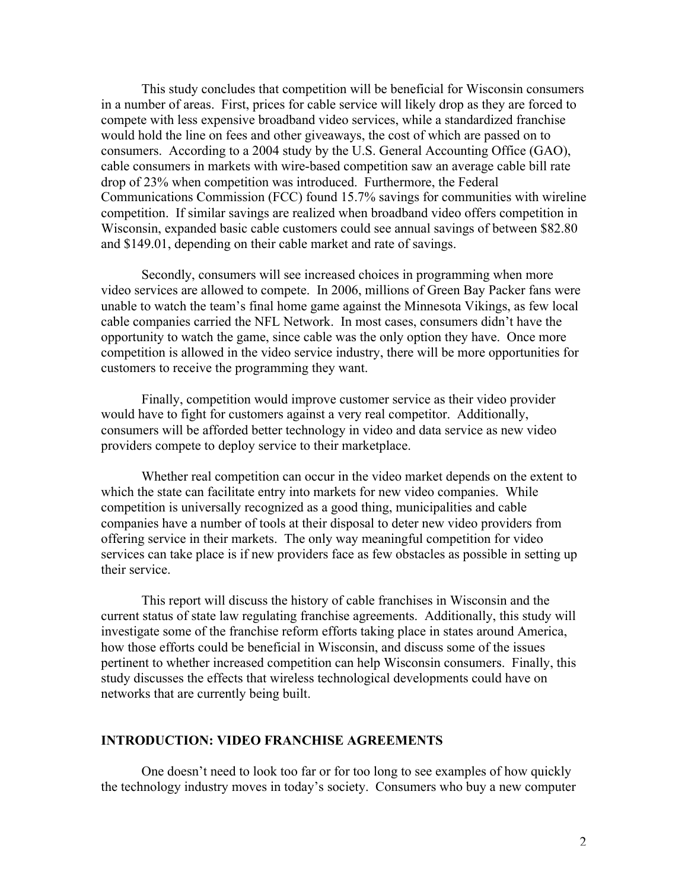This study concludes that competition will be beneficial for Wisconsin consumers in a number of areas. First, prices for cable service will likely drop as they are forced to compete with less expensive broadband video services, while a standardized franchise would hold the line on fees and other giveaways, the cost of which are passed on to consumers. According to a 2004 study by the U.S. General Accounting Office (GAO), cable consumers in markets with wire-based competition saw an average cable bill rate drop of 23% when competition was introduced. Furthermore, the Federal Communications Commission (FCC) found 15.7% savings for communities with wireline competition. If similar savings are realized when broadband video offers competition in Wisconsin, expanded basic cable customers could see annual savings of between \$82.80 and \$149.01, depending on their cable market and rate of savings.

Secondly, consumers will see increased choices in programming when more video services are allowed to compete. In 2006, millions of Green Bay Packer fans were unable to watch the team's final home game against the Minnesota Vikings, as few local cable companies carried the NFL Network. In most cases, consumers didn't have the opportunity to watch the game, since cable was the only option they have. Once more competition is allowed in the video service industry, there will be more opportunities for customers to receive the programming they want.

Finally, competition would improve customer service as their video provider would have to fight for customers against a very real competitor. Additionally, consumers will be afforded better technology in video and data service as new video providers compete to deploy service to their marketplace.

Whether real competition can occur in the video market depends on the extent to which the state can facilitate entry into markets for new video companies. While competition is universally recognized as a good thing, municipalities and cable companies have a number of tools at their disposal to deter new video providers from offering service in their markets. The only way meaningful competition for video services can take place is if new providers face as few obstacles as possible in setting up their service.

This report will discuss the history of cable franchises in Wisconsin and the current status of state law regulating franchise agreements. Additionally, this study will investigate some of the franchise reform efforts taking place in states around America, how those efforts could be beneficial in Wisconsin, and discuss some of the issues pertinent to whether increased competition can help Wisconsin consumers. Finally, this study discusses the effects that wireless technological developments could have on networks that are currently being built.

## INTRODUCTION: VIDEO FRANCHISE AGREEMENTS

One doesn't need to look too far or for too long to see examples of how quickly the technology industry moves in today's society. Consumers who buy a new computer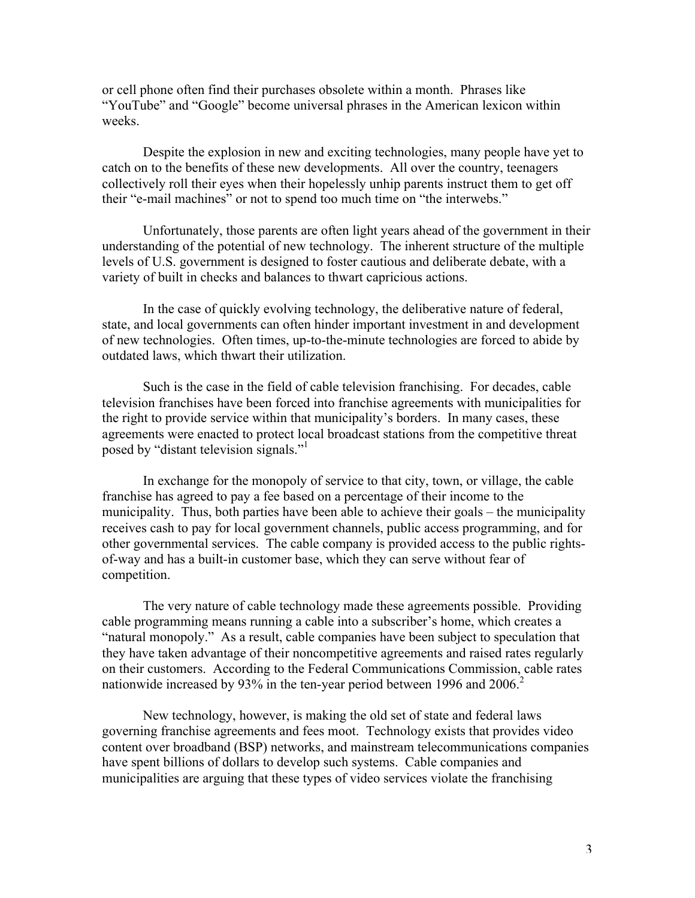or cell phone often find their purchases obsolete within a month. Phrases like "YouTube" and "Google" become universal phrases in the American lexicon within weeks.

Despite the explosion in new and exciting technologies, many people have yet to catch on to the benefits of these new developments. All over the country, teenagers collectively roll their eyes when their hopelessly unhip parents instruct them to get off their "e-mail machines" or not to spend too much time on "the interwebs."

Unfortunately, those parents are often light years ahead of the government in their understanding of the potential of new technology. The inherent structure of the multiple levels of U.S. government is designed to foster cautious and deliberate debate, with a variety of built in checks and balances to thwart capricious actions.

In the case of quickly evolving technology, the deliberative nature of federal, state, and local governments can often hinder important investment in and development of new technologies. Often times, up-to-the-minute technologies are forced to abide by outdated laws, which thwart their utilization.

Such is the case in the field of cable television franchising. For decades, cable television franchises have been forced into franchise agreements with municipalities for the right to provide service within that municipality's borders. In many cases, these agreements were enacted to protect local broadcast stations from the competitive threat posed by "distant television signals."[1]

In exchange for the monopoly of service to that city, town, or village, the cable franchise has agreed to pay a fee based on a percentage of their income to the municipality. Thus, both parties have been able to achieve their goals – the municipality receives cash to pay for local government channels, public access programming, and for other governmental services. The cable company is provided access to the public rights-of-way and has a built-in customer base, which they can serve without fear of competition.

The very nature of cable technology made these agreements possible. Providing cable programming means running a cable into a subscriber's home, which creates a "natural monopoly." As a result, cable companies have been subject to speculation that they have taken advantage of their noncompetitive agreements and raised rates regularly on their customers. According to the Federal Communications Commission, cable rates nationwide increased by 93% in the ten-year period between 1996 and 2006.[2]

New technology, however, is making the old set of state and federal laws governing franchise agreements and fees moot. Technology exists that provides video content over broadband (BSP) networks, and mainstream telecommunications companies have spent billions of dollars to develop such systems. Cable companies and municipalities are arguing that these types of video services violate the franchising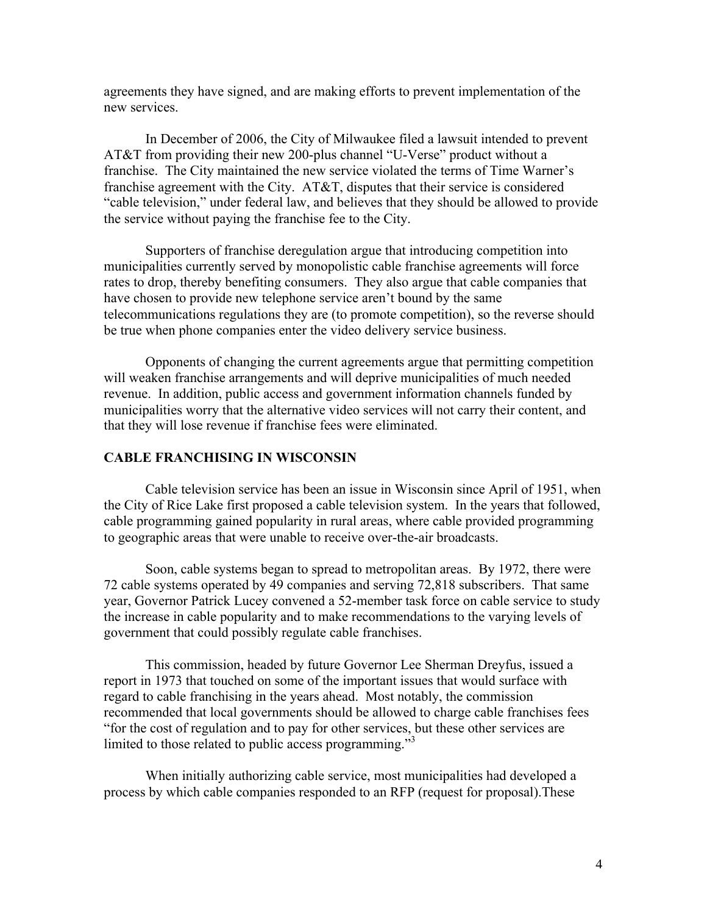agreements they have signed, and are making efforts to prevent implementation of the new services.

In December of 2006, the City of Milwaukee filed a lawsuit intended to prevent AT&T from providing their new 200-plus channel "U-Verse" product without a franchise. The City maintained the new service violated the terms of Time Warner's franchise agreement with the City. AT&T, disputes that their service is considered "cable television," under federal law, and believes that they should be allowed to provide the service without paying the franchise fee to the City.

Supporters of franchise deregulation argue that introducing competition into municipalities currently served by monopolistic cable franchise agreements will force rates to drop, thereby benefiting consumers. They also argue that cable companies that have chosen to provide new telephone service aren't bound by the same telecommunications regulations they are (to promote competition), so the reverse should be true when phone companies enter the video delivery service business.

Opponents of changing the current agreements argue that permitting competition will weaken franchise arrangements and will deprive municipalities of much needed revenue. In addition, public access and government information channels funded by municipalities worry that the alternative video services will not carry their content, and that they will lose revenue if franchise fees were eliminated.

## CABLE FRANCHISING IN WISCONSIN

Cable television service has been an issue in Wisconsin since April of 1951, when the City of Rice Lake first proposed a cable television system. In the years that followed, cable programming gained popularity in rural areas, where cable provided programming to geographic areas that were unable to receive over-the-air broadcasts.

Soon, cable systems began to spread to metropolitan areas. By 1972, there were 72 cable systems operated by 49 companies and serving 72,818 subscribers. That same year, Governor Patrick Lucey convened a 52-member task force on cable service to study the increase in cable popularity and to make recommendations to the varying levels of government that could possibly regulate cable franchises.

This commission, headed by future Governor Lee Sherman Dreyfus, issued a report in 1973 that touched on some of the important issues that would surface with regard to cable franchising in the years ahead. Most notably, the commission recommended that local governments should be allowed to charge cable franchises fees "for the cost of regulation and to pay for other services, but these other services are limited to those related to public access programming."[3]

When initially authorizing cable service, most municipalities had developed a process by which cable companies responded to an RFP (request for proposal).These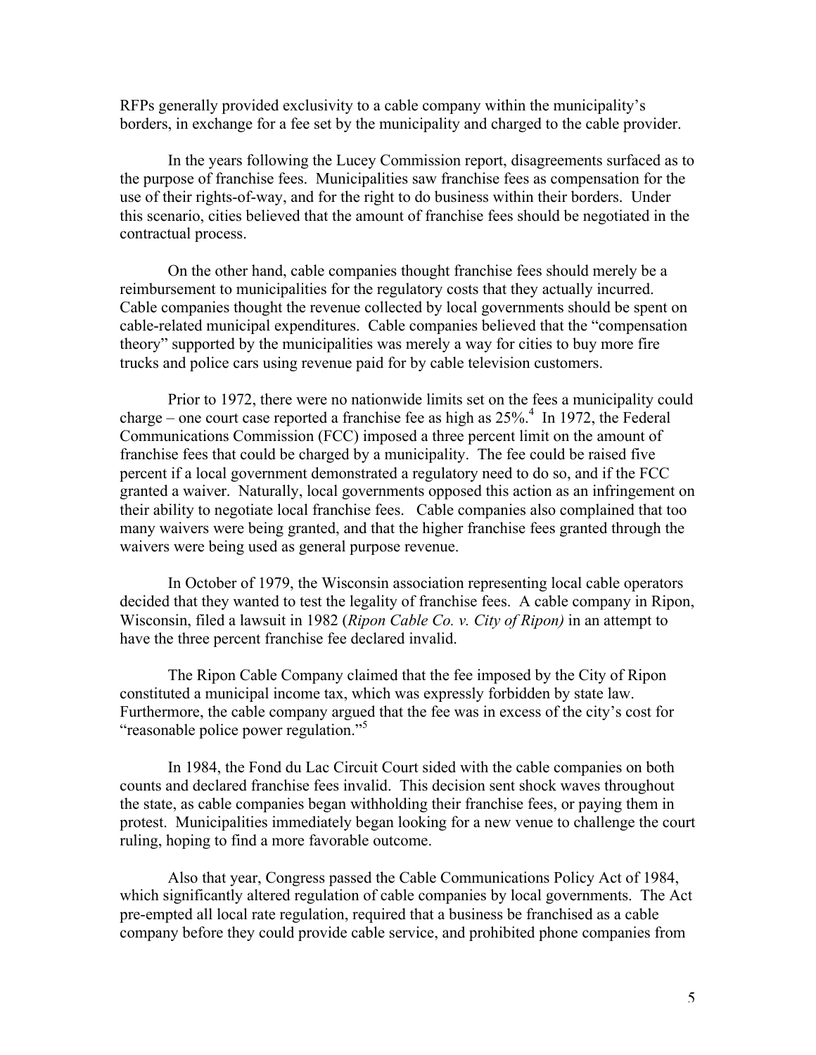RFPs generally provided exclusivity to a cable company within the municipality's borders, in exchange for a fee set by the municipality and charged to the cable provider.

In the years following the Lucey Commission report, disagreements surfaced as to the purpose of franchise fees. Municipalities saw franchise fees as compensation for the use of their rights-of-way, and for the right to do business within their borders. Under this scenario, cities believed that the amount of franchise fees should be negotiated in the contractual process.

On the other hand, cable companies thought franchise fees should merely be a reimbursement to municipalities for the regulatory costs that they actually incurred. Cable companies thought the revenue collected by local governments should be spent on cable-related municipal expenditures. Cable companies believed that the "compensation theory" supported by the municipalities was merely a way for cities to buy more fire trucks and police cars using revenue paid for by cable television customers.

Prior to 1972, there were no nationwide limits set on the fees a municipality could charge – one court case reported a franchise fee as high as 25%.[4] In 1972, the Federal Communications Commission (FCC) imposed a three percent limit on the amount of franchise fees that could be charged by a municipality. The fee could be raised five percent if a local government demonstrated a regulatory need to do so, and if the FCC granted a waiver. Naturally, local governments opposed this action as an infringement on their ability to negotiate local franchise fees. Cable companies also complained that too many waivers were being granted, and that the higher franchise fees granted through the waivers were being used as general purpose revenue.

In October of 1979, the Wisconsin association representing local cable operators decided that they wanted to test the legality of franchise fees. A cable company in Ripon, Wisconsin, filed a lawsuit in 1982 (*Ripon Cable Co. v. City of Ripon)* in an attempt to have the three percent franchise fee declared invalid.

The Ripon Cable Company claimed that the fee imposed by the City of Ripon constituted a municipal income tax, which was expressly forbidden by state law. Furthermore, the cable company argued that the fee was in excess of the city's cost for "reasonable police power regulation."[5]

In 1984, the Fond du Lac Circuit Court sided with the cable companies on both counts and declared franchise fees invalid. This decision sent shock waves throughout the state, as cable companies began withholding their franchise fees, or paying them in protest. Municipalities immediately began looking for a new venue to challenge the court ruling, hoping to find a more favorable outcome.

Also that year, Congress passed the Cable Communications Policy Act of 1984, which significantly altered regulation of cable companies by local governments. The Act pre-empted all local rate regulation, required that a business be franchised as a cable company before they could provide cable service, and prohibited phone companies from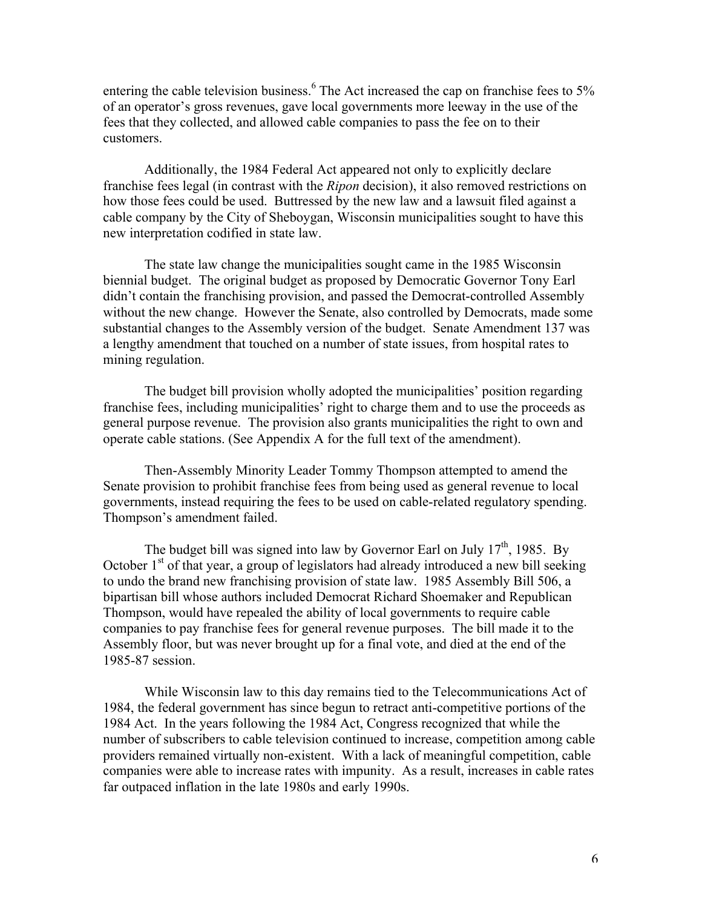entering the cable television business.[6] The Act increased the cap on franchise fees to 5% of an operator's gross revenues, gave local governments more leeway in the use of the fees that they collected, and allowed cable companies to pass the fee on to their customers.

Additionally, the 1984 Federal Act appeared not only to explicitly declare franchise fees legal (in contrast with the *Ripon* decision), it also removed restrictions on how those fees could be used. Buttressed by the new law and a lawsuit filed against a cable company by the City of Sheboygan, Wisconsin municipalities sought to have this new interpretation codified in state law.

The state law change the municipalities sought came in the 1985 Wisconsin biennial budget. The original budget as proposed by Democratic Governor Tony Earl didn't contain the franchising provision, and passed the Democrat-controlled Assembly without the new change. However the Senate, also controlled by Democrats, made some substantial changes to the Assembly version of the budget. Senate Amendment 137 was a lengthy amendment that touched on a number of state issues, from hospital rates to mining regulation.

The budget bill provision wholly adopted the municipalities' position regarding franchise fees, including municipalities' right to charge them and to use the proceeds as general purpose revenue. The provision also grants municipalities the right to own and operate cable stations. (See Appendix A for the full text of the amendment).

Then-Assembly Minority Leader Tommy Thompson attempted to amend the Senate provision to prohibit franchise fees from being used as general revenue to local governments, instead requiring the fees to be used on cable-related regulatory spending. Thompson's amendment failed.

The budget bill was signed into law by Governor Earl on July 17th, 1985. By October 1st of that year, a group of legislators had already introduced a new bill seeking to undo the brand new franchising provision of state law. 1985 Assembly Bill 506, a bipartisan bill whose authors included Democrat Richard Shoemaker and Republican Thompson, would have repealed the ability of local governments to require cable companies to pay franchise fees for general revenue purposes. The bill made it to the Assembly floor, but was never brought up for a final vote, and died at the end of the 1985-87 session.

While Wisconsin law to this day remains tied to the Telecommunications Act of 1984, the federal government has since begun to retract anti-competitive portions of the 1984 Act. In the years following the 1984 Act, Congress recognized that while the number of subscribers to cable television continued to increase, competition among cable providers remained virtually non-existent. With a lack of meaningful competition, cable companies were able to increase rates with impunity. As a result, increases in cable rates far outpaced inflation in the late 1980s and early 1990s.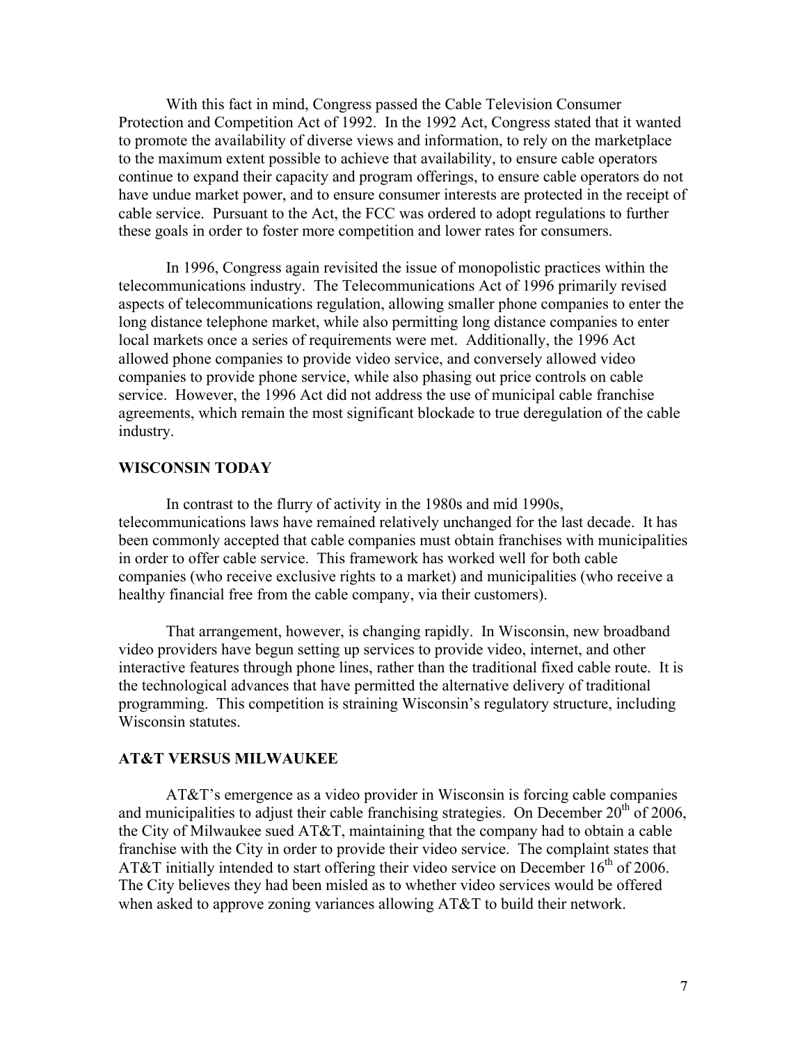With this fact in mind, Congress passed the Cable Television Consumer Protection and Competition Act of 1992. In the 1992 Act, Congress stated that it wanted to promote the availability of diverse views and information, to rely on the marketplace to the maximum extent possible to achieve that availability, to ensure cable operators continue to expand their capacity and program offerings, to ensure cable operators do not have undue market power, and to ensure consumer interests are protected in the receipt of cable service. Pursuant to the Act, the FCC was ordered to adopt regulations to further these goals in order to foster more competition and lower rates for consumers.

In 1996, Congress again revisited the issue of monopolistic practices within the telecommunications industry. The Telecommunications Act of 1996 primarily revised aspects of telecommunications regulation, allowing smaller phone companies to enter the long distance telephone market, while also permitting long distance companies to enter local markets once a series of requirements were met. Additionally, the 1996 Act allowed phone companies to provide video service, and conversely allowed video companies to provide phone service, while also phasing out price controls on cable service. However, the 1996 Act did not address the use of municipal cable franchise agreements, which remain the most significant blockade to true deregulation of the cable industry.

## WISCONSIN TODAY

In contrast to the flurry of activity in the 1980s and mid 1990s, telecommunications laws have remained relatively unchanged for the last decade. It has been commonly accepted that cable companies must obtain franchises with municipalities in order to offer cable service. This framework has worked well for both cable companies (who receive exclusive rights to a market) and municipalities (who receive a healthy financial free from the cable company, via their customers).

That arrangement, however, is changing rapidly. In Wisconsin, new broadband video providers have begun setting up services to provide video, internet, and other interactive features through phone lines, rather than the traditional fixed cable route. It is the technological advances that have permitted the alternative delivery of traditional programming. This competition is straining Wisconsin's regulatory structure, including Wisconsin statutes.

## AT&T VERSUS MILWAUKEE

AT&T's emergence as a video provider in Wisconsin is forcing cable companies and municipalities to adjust their cable franchising strategies. On December 20th of 2006, the City of Milwaukee sued AT&T, maintaining that the company had to obtain a cable franchise with the City in order to provide their video service. The complaint states that AT&T initially intended to start offering their video service on December 16th of 2006. The City believes they had been misled as to whether video services would be offered when asked to approve zoning variances allowing AT&T to build their network.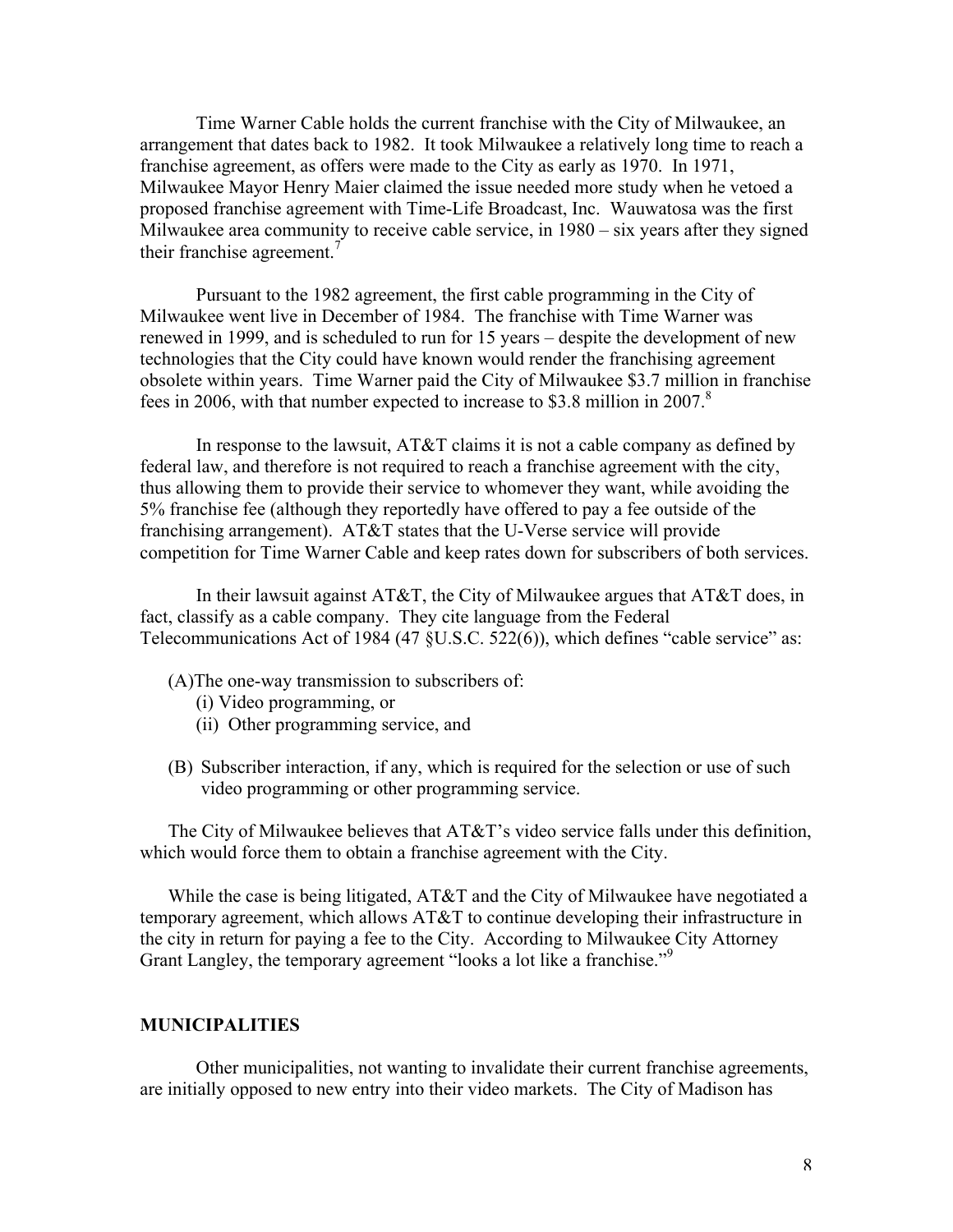Time Warner Cable holds the current franchise with the City of Milwaukee, an arrangement that dates back to 1982. It took Milwaukee a relatively long time to reach a franchise agreement, as offers were made to the City as early as 1970. In 1971, Milwaukee Mayor Henry Maier claimed the issue needed more study when he vetoed a proposed franchise agreement with Time-Life Broadcast, Inc. Wauwatosa was the first Milwaukee area community to receive cable service, in 1980 – six years after they signed their franchise agreement.[7]

Pursuant to the 1982 agreement, the first cable programming in the City of Milwaukee went live in December of 1984. The franchise with Time Warner was renewed in 1999, and is scheduled to run for 15 years – despite the development of new technologies that the City could have known would render the franchising agreement obsolete within years. Time Warner paid the City of Milwaukee $3.7 million in franchise fees in 2006, with that number expected to increase to $3.8 million in 2007.[8]

In response to the lawsuit, AT&T claims it is not a cable company as defined by federal law, and therefore is not required to reach a franchise agreement with the city, thus allowing them to provide their service to whomever they want, while avoiding the 5% franchise fee (although they reportedly have offered to pay a fee outside of the franchising arrangement). AT&T states that the U-Verse service will provide competition for Time Warner Cable and keep rates down for subscribers of both services.

In their lawsuit against AT&T, the City of Milwaukee argues that AT&T does, in fact, classify as a cable company. They cite language from the Federal Telecommunications Act of 1984 (47 §U.S.C. 522(6)), which defines "cable service" as:

(A)The one-way transmission to subscribers of:
  (i) Video programming, or
  (ii) Other programming service, and

(B) Subscriber interaction, if any, which is required for the selection or use of such video programming or other programming service.

The City of Milwaukee believes that AT&T's video service falls under this definition, which would force them to obtain a franchise agreement with the City.

While the case is being litigated, AT&T and the City of Milwaukee have negotiated a temporary agreement, which allows AT&T to continue developing their infrastructure in the city in return for paying a fee to the City. According to Milwaukee City Attorney Grant Langley, the temporary agreement "looks a lot like a franchise."[9]

## MUNICIPALITIES

Other municipalities, not wanting to invalidate their current franchise agreements, are initially opposed to new entry into their video markets. The City of Madison has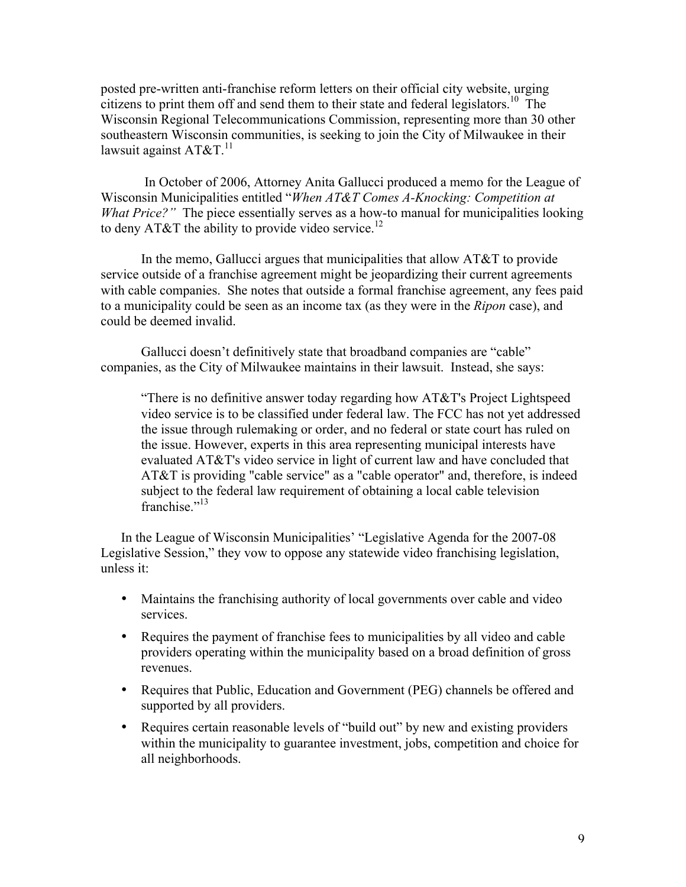posted pre-written anti-franchise reform letters on their official city website, urging citizens to print them off and send them to their state and federal legislators.[10] The Wisconsin Regional Telecommunications Commission, representing more than 30 other southeastern Wisconsin communities, is seeking to join the City of Milwaukee in their lawsuit against AT&T.[11]

In October of 2006, Attorney Anita Gallucci produced a memo for the League of Wisconsin Municipalities entitled "*When AT&T Comes A-Knocking: Competition at What Price?*" The piece essentially serves as a how-to manual for municipalities looking to deny AT&T the ability to provide video service.[12]

In the memo, Gallucci argues that municipalities that allow AT&T to provide service outside of a franchise agreement might be jeopardizing their current agreements with cable companies. She notes that outside a formal franchise agreement, any fees paid to a municipality could be seen as an income tax (as they were in the *Ripon* case), and could be deemed invalid.

Gallucci doesn't definitively state that broadband companies are "cable" companies, as the City of Milwaukee maintains in their lawsuit. Instead, she says:

> "There is no definitive answer today regarding how AT&T's Project Lightspeed video service is to be classified under federal law. The FCC has not yet addressed the issue through rulemaking or order, and no federal or state court has ruled on the issue. However, experts in this area representing municipal interests have evaluated AT&T's video service in light of current law and have concluded that AT&T is providing "cable service" as a "cable operator" and, therefore, is indeed subject to the federal law requirement of obtaining a local cable television franchise."[13]

In the League of Wisconsin Municipalities' "Legislative Agenda for the 2007-08 Legislative Session," they vow to oppose any statewide video franchising legislation, unless it:

- Maintains the franchising authority of local governments over cable and video services.
- Requires the payment of franchise fees to municipalities by all video and cable providers operating within the municipality based on a broad definition of gross revenues.
- Requires that Public, Education and Government (PEG) channels be offered and supported by all providers.
- Requires certain reasonable levels of "build out" by new and existing providers within the municipality to guarantee investment, jobs, competition and choice for all neighborhoods.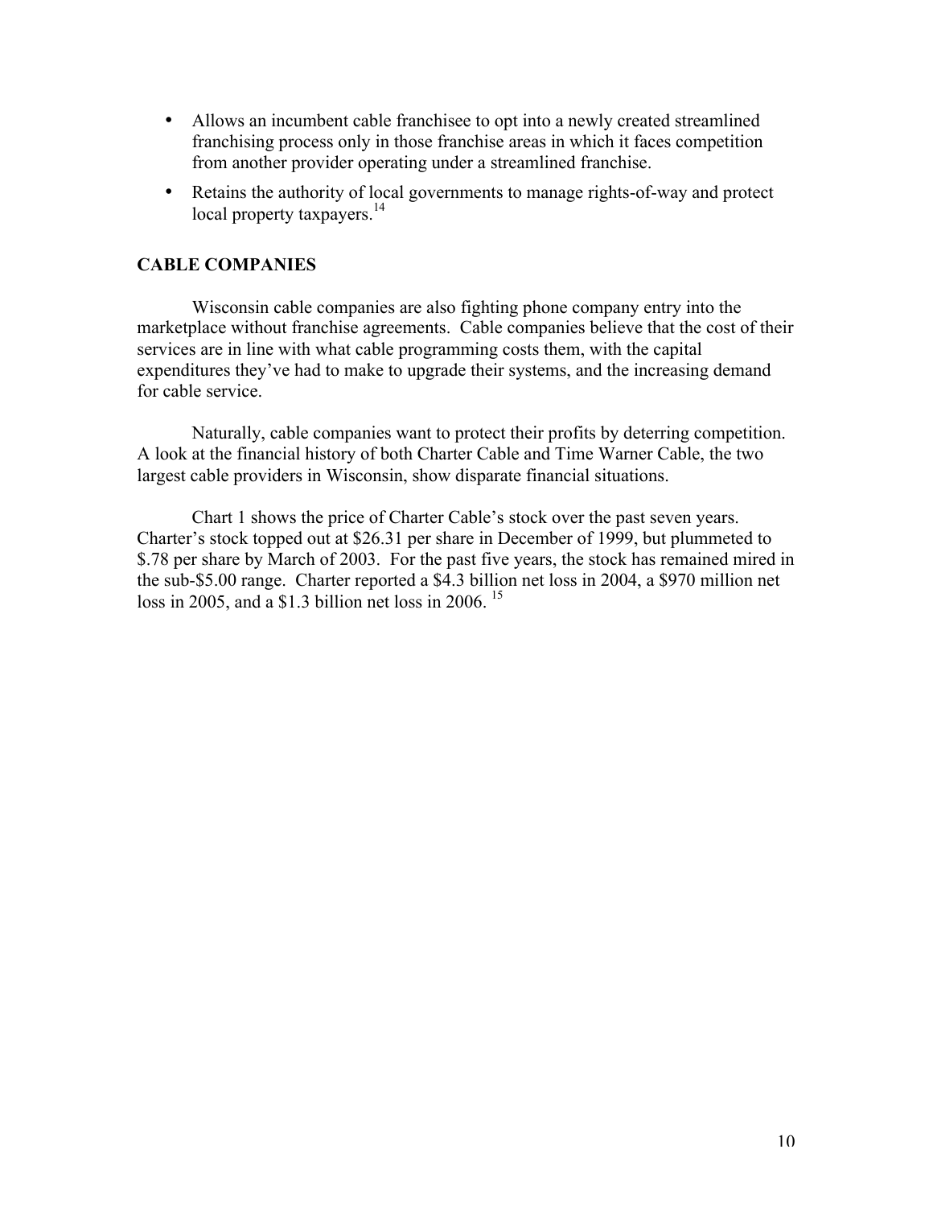- Allows an incumbent cable franchisee to opt into a newly created streamlined franchising process only in those franchise areas in which it faces competition from another provider operating under a streamlined franchise.
- Retains the authority of local governments to manage rights-of-way and protect local property taxpayers.[14]

## CABLE COMPANIES

Wisconsin cable companies are also fighting phone company entry into the marketplace without franchise agreements. Cable companies believe that the cost of their services are in line with what cable programming costs them, with the capital expenditures they've had to make to upgrade their systems, and the increasing demand for cable service.

Naturally, cable companies want to protect their profits by deterring competition. A look at the financial history of both Charter Cable and Time Warner Cable, the two largest cable providers in Wisconsin, show disparate financial situations.

Chart 1 shows the price of Charter Cable's stock over the past seven years. Charter's stock topped out at $26.31 per share in December of 1999, but plummeted to $.78 per share by March of 2003. For the past five years, the stock has remained mired in the sub-$5.00 range. Charter reported a $4.3 billion net loss in 2004, a $970 million net loss in 2005, and a $1.3 billion net loss in 2006. [15]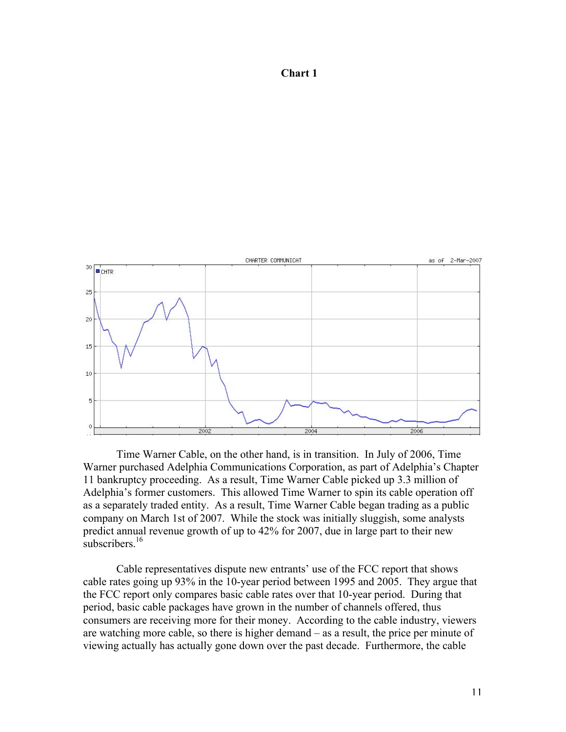**Chart 1**

Time Warner Cable, on the other hand, is in transition. In July of 2006, Time Warner purchased Adelphia Communications Corporation, as part of Adelphia's Chapter 11 bankruptcy proceeding. As a result, Time Warner Cable picked up 3.3 million of Adelphia's former customers. This allowed Time Warner to spin its cable operation off as a separately traded entity. As a result, Time Warner Cable began trading as a public company on March 1st of 2007. While the stock was initially sluggish, some analysts predict annual revenue growth of up to 42% for 2007, due in large part to their new subscribers.[16]

Cable representatives dispute new entrants' use of the FCC report that shows cable rates going up 93% in the 10-year period between 1995 and 2005. They argue that the FCC report only compares basic cable rates over that 10-year period. During that period, basic cable packages have grown in the number of channels offered, thus consumers are receiving more for their money. According to the cable industry, viewers are watching more cable, so there is higher demand – as a result, the price per minute of viewing actually has actually gone down over the past decade. Furthermore, the cable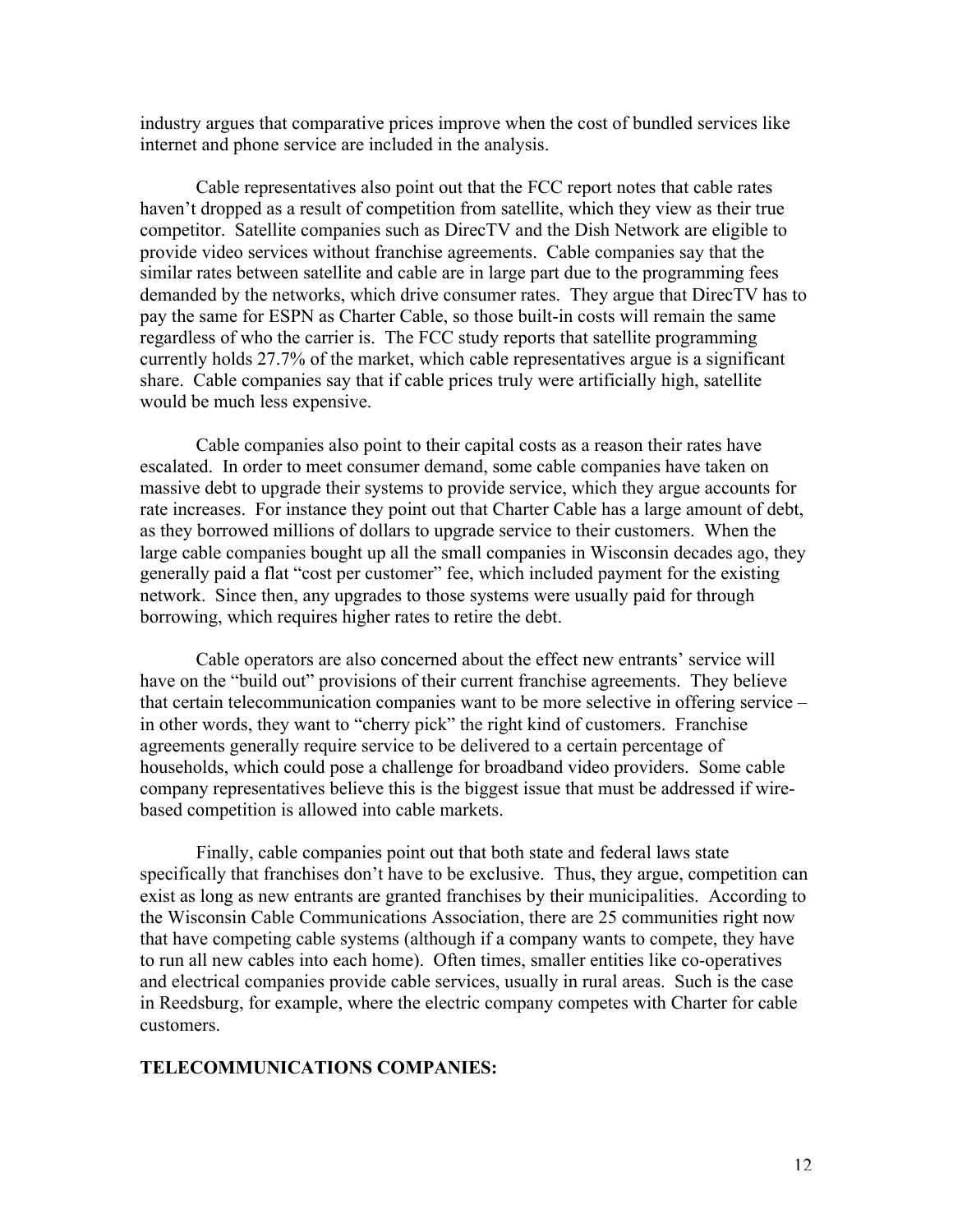industry argues that comparative prices improve when the cost of bundled services like internet and phone service are included in the analysis.

Cable representatives also point out that the FCC report notes that cable rates haven't dropped as a result of competition from satellite, which they view as their true competitor. Satellite companies such as DirecTV and the Dish Network are eligible to provide video services without franchise agreements. Cable companies say that the similar rates between satellite and cable are in large part due to the programming fees demanded by the networks, which drive consumer rates. They argue that DirecTV has to pay the same for ESPN as Charter Cable, so those built-in costs will remain the same regardless of who the carrier is. The FCC study reports that satellite programming currently holds 27.7% of the market, which cable representatives argue is a significant share. Cable companies say that if cable prices truly were artificially high, satellite would be much less expensive.

Cable companies also point to their capital costs as a reason their rates have escalated. In order to meet consumer demand, some cable companies have taken on massive debt to upgrade their systems to provide service, which they argue accounts for rate increases. For instance they point out that Charter Cable has a large amount of debt, as they borrowed millions of dollars to upgrade service to their customers. When the large cable companies bought up all the small companies in Wisconsin decades ago, they generally paid a flat "cost per customer" fee, which included payment for the existing network. Since then, any upgrades to those systems were usually paid for through borrowing, which requires higher rates to retire the debt.

Cable operators are also concerned about the effect new entrants' service will have on the "build out" provisions of their current franchise agreements. They believe that certain telecommunication companies want to be more selective in offering service – in other words, they want to "cherry pick" the right kind of customers. Franchise agreements generally require service to be delivered to a certain percentage of households, which could pose a challenge for broadband video providers. Some cable company representatives believe this is the biggest issue that must be addressed if wire-based competition is allowed into cable markets.

Finally, cable companies point out that both state and federal laws state specifically that franchises don't have to be exclusive. Thus, they argue, competition can exist as long as new entrants are granted franchises by their municipalities. According to the Wisconsin Cable Communications Association, there are 25 communities right now that have competing cable systems (although if a company wants to compete, they have to run all new cables into each home). Often times, smaller entities like co-operatives and electrical companies provide cable services, usually in rural areas. Such is the case in Reedsburg, for example, where the electric company competes with Charter for cable customers.

**TELECOMMUNICATIONS COMPANIES:**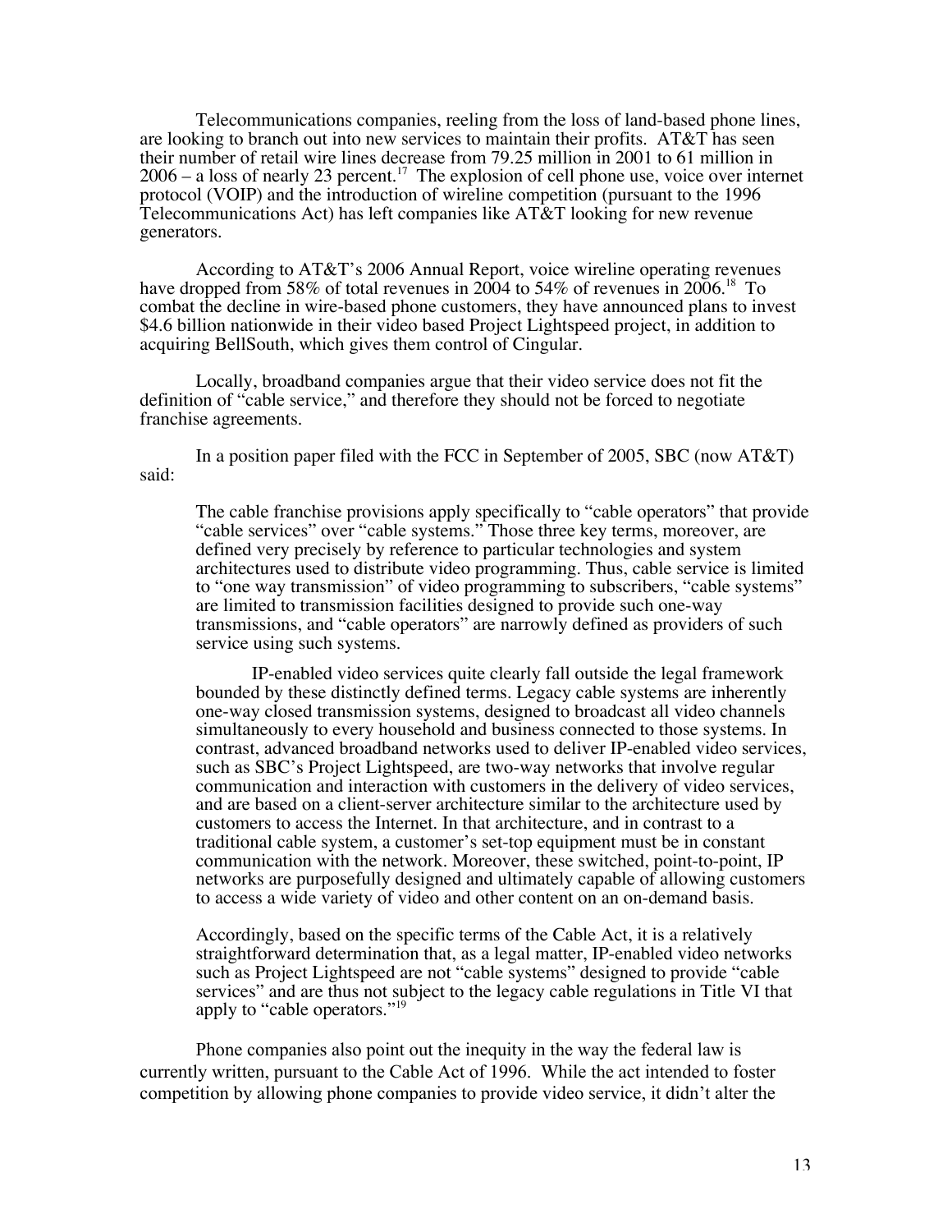Telecommunications companies, reeling from the loss of land-based phone lines, are looking to branch out into new services to maintain their profits. AT&T has seen their number of retail wire lines decrease from 79.25 million in 2001 to 61 million in 2006 – a loss of nearly 23 percent.[17] The explosion of cell phone use, voice over internet protocol (VOIP) and the introduction of wireline competition (pursuant to the 1996 Telecommunications Act) has left companies like AT&T looking for new revenue generators.

According to AT&T's 2006 Annual Report, voice wireline operating revenues have dropped from 58% of total revenues in 2004 to 54% of revenues in 2006.[18] To combat the decline in wire-based phone customers, they have announced plans to invest $4.6 billion nationwide in their video based Project Lightspeed project, in addition to acquiring BellSouth, which gives them control of Cingular.

Locally, broadband companies argue that their video service does not fit the definition of "cable service," and therefore they should not be forced to negotiate franchise agreements.

In a position paper filed with the FCC in September of 2005, SBC (now AT&T) said:

> The cable franchise provisions apply specifically to "cable operators" that provide "cable services" over "cable systems." Those three key terms, moreover, are defined very precisely by reference to particular technologies and system architectures used to distribute video programming. Thus, cable service is limited to "one way transmission" of video programming to subscribers, "cable systems" are limited to transmission facilities designed to provide such one-way transmissions, and "cable operators" are narrowly defined as providers of such service using such systems.
>
> IP-enabled video services quite clearly fall outside the legal framework bounded by these distinctly defined terms. Legacy cable systems are inherently one-way closed transmission systems, designed to broadcast all video channels simultaneously to every household and business connected to those systems. In contrast, advanced broadband networks used to deliver IP-enabled video services, such as SBC's Project Lightspeed, are two-way networks that involve regular communication and interaction with customers in the delivery of video services, and are based on a client-server architecture similar to the architecture used by customers to access the Internet. In that architecture, and in contrast to a traditional cable system, a customer's set-top equipment must be in constant communication with the network. Moreover, these switched, point-to-point, IP networks are purposefully designed and ultimately capable of allowing customers to access a wide variety of video and other content on an on-demand basis.
>
> Accordingly, based on the specific terms of the Cable Act, it is a relatively straightforward determination that, as a legal matter, IP-enabled video networks such as Project Lightspeed are not "cable systems" designed to provide "cable services" and are thus not subject to the legacy cable regulations in Title VI that apply to "cable operators."[19]

Phone companies also point out the inequity in the way the federal law is currently written, pursuant to the Cable Act of 1996. While the act intended to foster competition by allowing phone companies to provide video service, it didn't alter the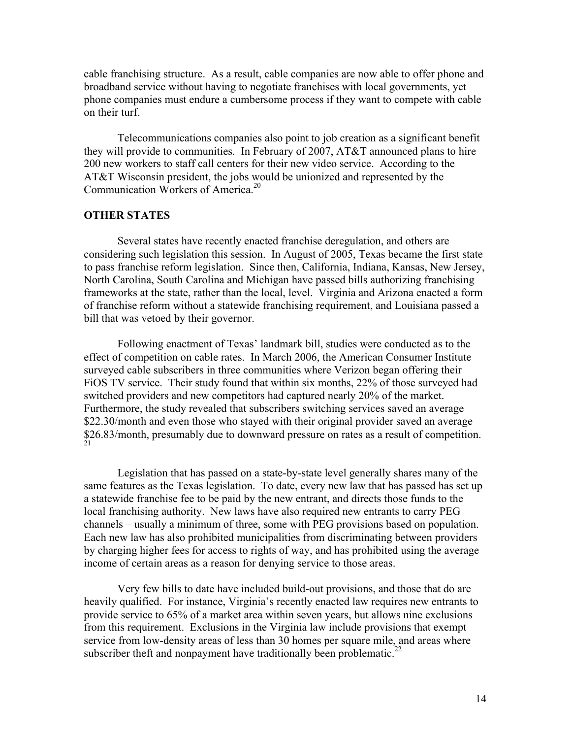cable franchising structure. As a result, cable companies are now able to offer phone and broadband service without having to negotiate franchises with local governments, yet phone companies must endure a cumbersome process if they want to compete with cable on their turf.

Telecommunications companies also point to job creation as a significant benefit they will provide to communities. In February of 2007, AT&T announced plans to hire 200 new workers to staff call centers for their new video service. According to the AT&T Wisconsin president, the jobs would be unionized and represented by the Communication Workers of America.[20]

## OTHER STATES

Several states have recently enacted franchise deregulation, and others are considering such legislation this session. In August of 2005, Texas became the first state to pass franchise reform legislation. Since then, California, Indiana, Kansas, New Jersey, North Carolina, South Carolina and Michigan have passed bills authorizing franchising frameworks at the state, rather than the local, level. Virginia and Arizona enacted a form of franchise reform without a statewide franchising requirement, and Louisiana passed a bill that was vetoed by their governor.

Following enactment of Texas' landmark bill, studies were conducted as to the effect of competition on cable rates. In March 2006, the American Consumer Institute surveyed cable subscribers in three communities where Verizon began offering their FiOS TV service. Their study found that within six months, 22% of those surveyed had switched providers and new competitors had captured nearly 20% of the market. Furthermore, the study revealed that subscribers switching services saved an average $22.30/month and even those who stayed with their original provider saved an average $26.83/month, presumably due to downward pressure on rates as a result of competition.[21]

Legislation that has passed on a state-by-state level generally shares many of the same features as the Texas legislation. To date, every new law that has passed has set up a statewide franchise fee to be paid by the new entrant, and directs those funds to the local franchising authority. New laws have also required new entrants to carry PEG channels – usually a minimum of three, some with PEG provisions based on population. Each new law has also prohibited municipalities from discriminating between providers by charging higher fees for access to rights of way, and has prohibited using the average income of certain areas as a reason for denying service to those areas.

Very few bills to date have included build-out provisions, and those that do are heavily qualified. For instance, Virginia's recently enacted law requires new entrants to provide service to 65% of a market area within seven years, but allows nine exclusions from this requirement. Exclusions in the Virginia law include provisions that exempt service from low-density areas of less than 30 homes per square mile, and areas where subscriber theft and nonpayment have traditionally been problematic.[22]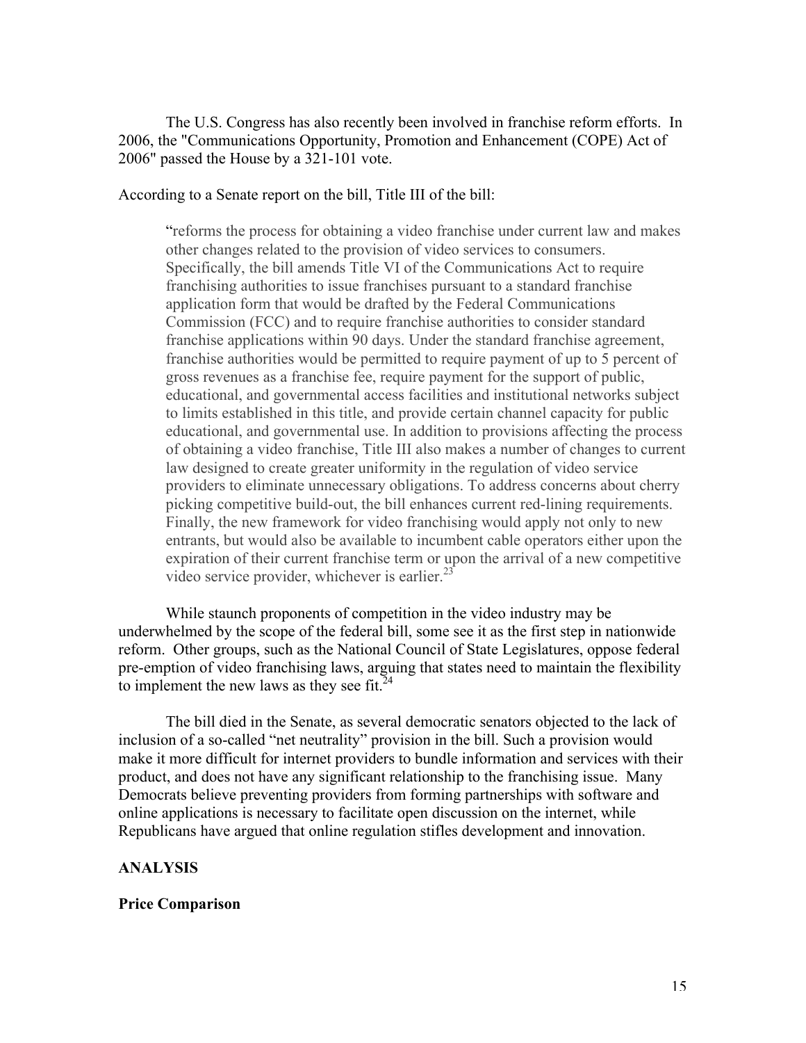The U.S. Congress has also recently been involved in franchise reform efforts. In 2006, the "Communications Opportunity, Promotion and Enhancement (COPE) Act of 2006" passed the House by a 321-101 vote.

According to a Senate report on the bill, Title III of the bill:

> "reforms the process for obtaining a video franchise under current law and makes other changes related to the provision of video services to consumers. Specifically, the bill amends Title VI of the Communications Act to require franchising authorities to issue franchises pursuant to a standard franchise application form that would be drafted by the Federal Communications Commission (FCC) and to require franchise authorities to consider standard franchise applications within 90 days. Under the standard franchise agreement, franchise authorities would be permitted to require payment of up to 5 percent of gross revenues as a franchise fee, require payment for the support of public, educational, and governmental access facilities and institutional networks subject to limits established in this title, and provide certain channel capacity for public educational, and governmental use. In addition to provisions affecting the process of obtaining a video franchise, Title III also makes a number of changes to current law designed to create greater uniformity in the regulation of video service providers to eliminate unnecessary obligations. To address concerns about cherry picking competitive build-out, the bill enhances current red-lining requirements. Finally, the new framework for video franchising would apply not only to new entrants, but would also be available to incumbent cable operators either upon the expiration of their current franchise term or upon the arrival of a new competitive video service provider, whichever is earlier.[23]

While staunch proponents of competition in the video industry may be underwhelmed by the scope of the federal bill, some see it as the first step in nationwide reform. Other groups, such as the National Council of State Legislatures, oppose federal pre-emption of video franchising laws, arguing that states need to maintain the flexibility to implement the new laws as they see fit.[24]

The bill died in the Senate, as several democratic senators objected to the lack of inclusion of a so-called "net neutrality" provision in the bill. Such a provision would make it more difficult for internet providers to bundle information and services with their product, and does not have any significant relationship to the franchising issue. Many Democrats believe preventing providers from forming partnerships with software and online applications is necessary to facilitate open discussion on the internet, while Republicans have argued that online regulation stifles development and innovation.

## ANALYSIS

### Price Comparison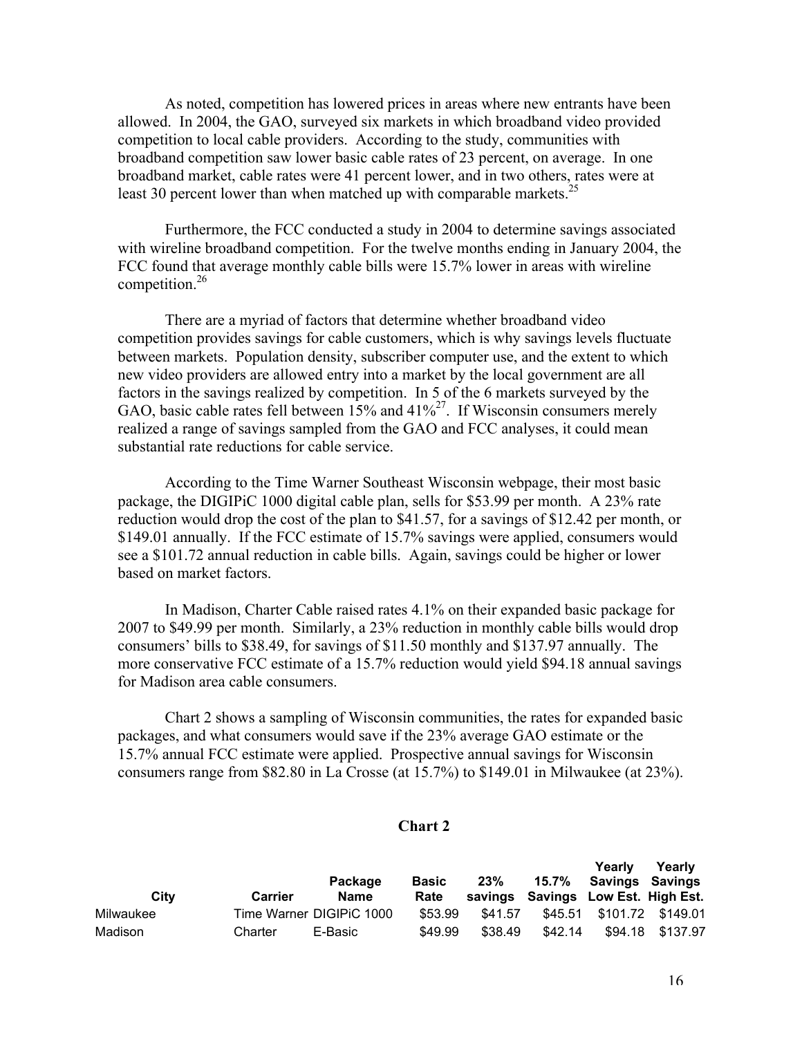As noted, competition has lowered prices in areas where new entrants have been allowed. In 2004, the GAO, surveyed six markets in which broadband video provided competition to local cable providers. According to the study, communities with broadband competition saw lower basic cable rates of 23 percent, on average. In one broadband market, cable rates were 41 percent lower, and in two others, rates were at least 30 percent lower than when matched up with comparable markets.[25]

Furthermore, the FCC conducted a study in 2004 to determine savings associated with wireline broadband competition. For the twelve months ending in January 2004, the FCC found that average monthly cable bills were 15.7% lower in areas with wireline competition.[26]

There are a myriad of factors that determine whether broadband video competition provides savings for cable customers, which is why savings levels fluctuate between markets. Population density, subscriber computer use, and the extent to which new video providers are allowed entry into a market by the local government are all factors in the savings realized by competition. In 5 of the 6 markets surveyed by the GAO, basic cable rates fell between 15% and 41%[27]. If Wisconsin consumers merely realized a range of savings sampled from the GAO and FCC analyses, it could mean substantial rate reductions for cable service.

According to the Time Warner Southeast Wisconsin webpage, their most basic package, the DIGIPiC 1000 digital cable plan, sells for $53.99 per month. A 23% rate reduction would drop the cost of the plan to $41.57, for a savings of $12.42 per month, or $149.01 annually. If the FCC estimate of 15.7% savings were applied, consumers would see a $101.72 annual reduction in cable bills. Again, savings could be higher or lower based on market factors.

In Madison, Charter Cable raised rates 4.1% on their expanded basic package for 2007 to $49.99 per month. Similarly, a 23% reduction in monthly cable bills would drop consumers' bills to $38.49, for savings of $11.50 monthly and $137.97 annually. The more conservative FCC estimate of a 15.7% reduction would yield $94.18 annual savings for Madison area cable consumers.

Chart 2 shows a sampling of Wisconsin communities, the rates for expanded basic packages, and what consumers would save if the 23% average GAO estimate or the 15.7% annual FCC estimate were applied. Prospective annual savings for Wisconsin consumers range from $82.80 in La Crosse (at 15.7%) to $149.01 in Milwaukee (at 23%).

**Chart 2**

| City | Carrier | Package Name | Basic Rate | 23% savings | 15.7% Savings | Yearly Savings Low Est. | Yearly Savings High Est. |
|---|---|---|---|---|---|---|---|
| Milwaukee | Time Warner | DIGIPiC 1000 | $53.99 | $41.57 | $45.51 | $101.72 | $149.01 |
| Madison | Charter | E-Basic | $49.99 | $38.49 | $42.14 | $94.18 | $137.97 |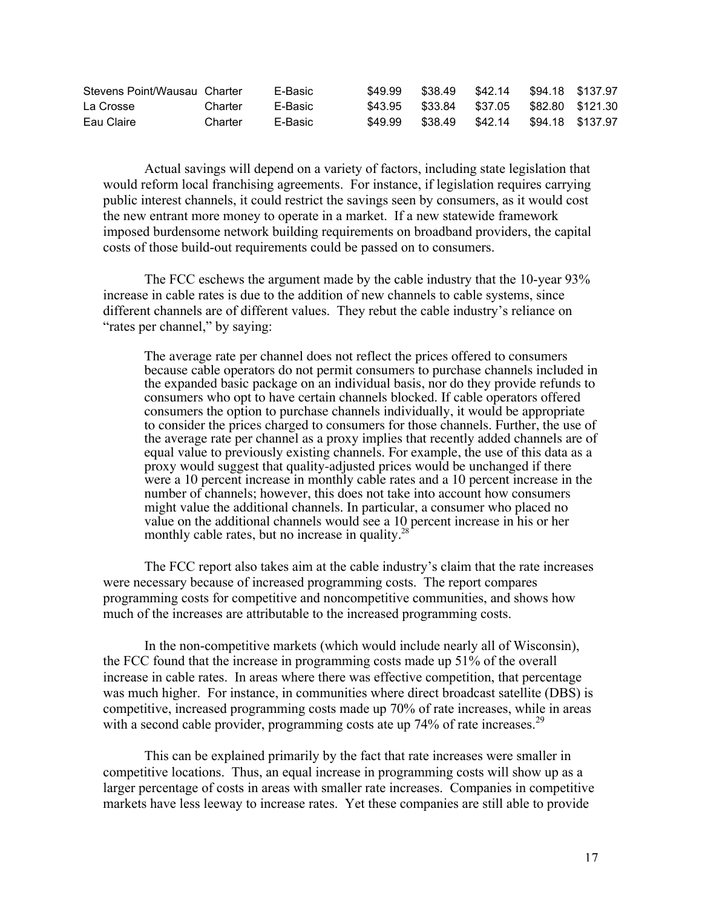| | | | | | | | |
|---|---|---|---|---|---|---|---|
| Stevens Point/Wausau | Charter | E-Basic | $49.99 | $38.49 | $42.14 | $94.18 | $137.97 |
| La Crosse | Charter | E-Basic | $43.95 | $33.84 | $37.05 | $82.80 | $121.30 |
| Eau Claire | Charter | E-Basic | $49.99 | $38.49 | $42.14 | $94.18 | $137.97 |

Actual savings will depend on a variety of factors, including state legislation that would reform local franchising agreements. For instance, if legislation requires carrying public interest channels, it could restrict the savings seen by consumers, as it would cost the new entrant more money to operate in a market. If a new statewide framework imposed burdensome network building requirements on broadband providers, the capital costs of those build-out requirements could be passed on to consumers.

The FCC eschews the argument made by the cable industry that the 10-year 93% increase in cable rates is due to the addition of new channels to cable systems, since different channels are of different values. They rebut the cable industry's reliance on "rates per channel," by saying:

> The average rate per channel does not reflect the prices offered to consumers because cable operators do not permit consumers to purchase channels included in the expanded basic package on an individual basis, nor do they provide refunds to consumers who opt to have certain channels blocked. If cable operators offered consumers the option to purchase channels individually, it would be appropriate to consider the prices charged to consumers for those channels. Further, the use of the average rate per channel as a proxy implies that recently added channels are of equal value to previously existing channels. For example, the use of this data as a proxy would suggest that quality-adjusted prices would be unchanged if there were a 10 percent increase in monthly cable rates and a 10 percent increase in the number of channels; however, this does not take into account how consumers might value the additional channels. In particular, a consumer who placed no value on the additional channels would see a 10 percent increase in his or her monthly cable rates, but no increase in quality.[28]

The FCC report also takes aim at the cable industry's claim that the rate increases were necessary because of increased programming costs. The report compares programming costs for competitive and noncompetitive communities, and shows how much of the increases are attributable to the increased programming costs.

In the non-competitive markets (which would include nearly all of Wisconsin), the FCC found that the increase in programming costs made up 51% of the overall increase in cable rates. In areas where there was effective competition, that percentage was much higher. For instance, in communities where direct broadcast satellite (DBS) is competitive, increased programming costs made up 70% of rate increases, while in areas with a second cable provider, programming costs ate up 74% of rate increases.[29]

This can be explained primarily by the fact that rate increases were smaller in competitive locations. Thus, an equal increase in programming costs will show up as a larger percentage of costs in areas with smaller rate increases. Companies in competitive markets have less leeway to increase rates. Yet these companies are still able to provide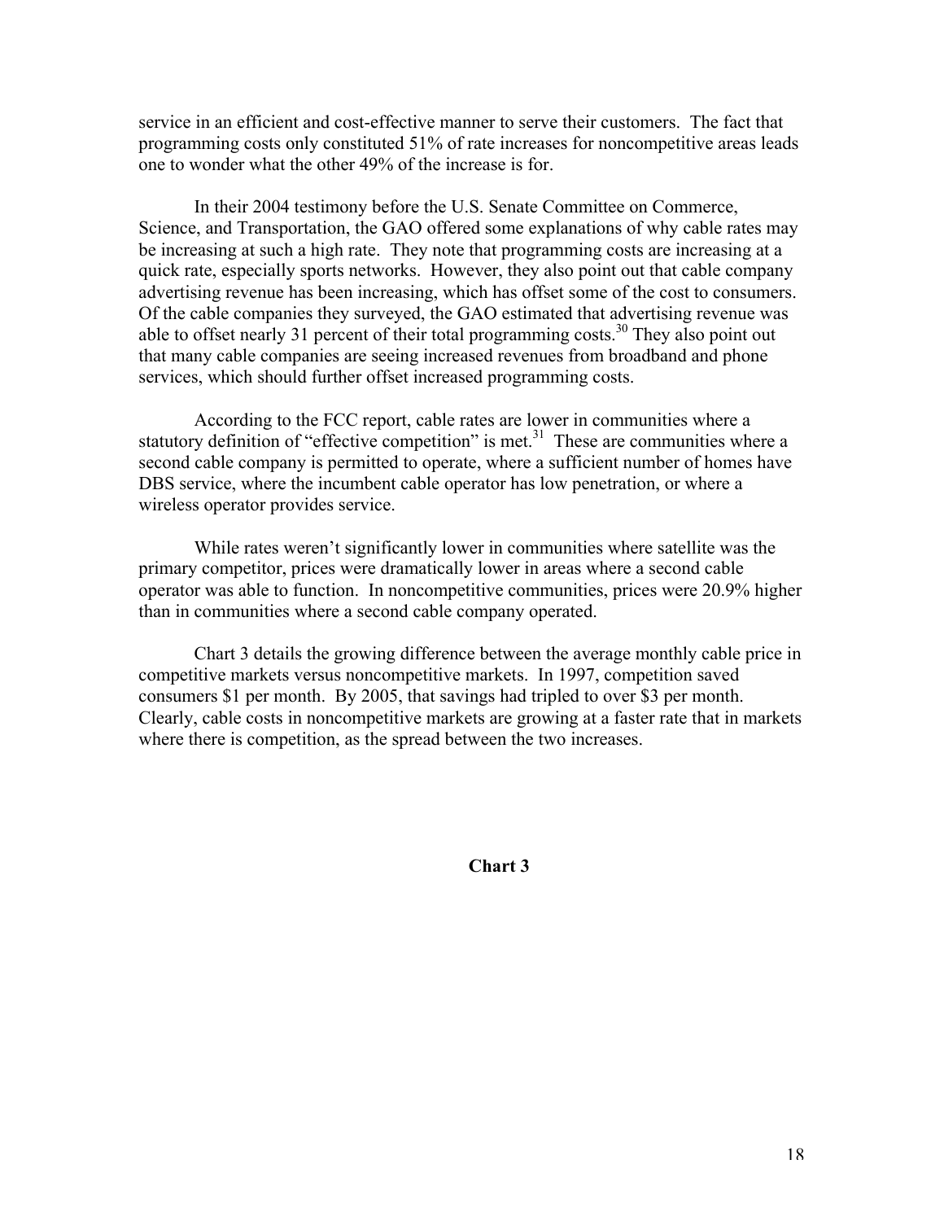service in an efficient and cost-effective manner to serve their customers. The fact that programming costs only constituted 51% of rate increases for noncompetitive areas leads one to wonder what the other 49% of the increase is for.

In their 2004 testimony before the U.S. Senate Committee on Commerce, Science, and Transportation, the GAO offered some explanations of why cable rates may be increasing at such a high rate. They note that programming costs are increasing at a quick rate, especially sports networks. However, they also point out that cable company advertising revenue has been increasing, which has offset some of the cost to consumers. Of the cable companies they surveyed, the GAO estimated that advertising revenue was able to offset nearly 31 percent of their total programming costs.[30] They also point out that many cable companies are seeing increased revenues from broadband and phone services, which should further offset increased programming costs.

According to the FCC report, cable rates are lower in communities where a statutory definition of "effective competition" is met.[31] These are communities where a second cable company is permitted to operate, where a sufficient number of homes have DBS service, where the incumbent cable operator has low penetration, or where a wireless operator provides service.

While rates weren't significantly lower in communities where satellite was the primary competitor, prices were dramatically lower in areas where a second cable operator was able to function. In noncompetitive communities, prices were 20.9% higher than in communities where a second cable company operated.

Chart 3 details the growing difference between the average monthly cable price in competitive markets versus noncompetitive markets. In 1997, competition saved consumers $1 per month. By 2005, that savings had tripled to over $3 per month. Clearly, cable costs in noncompetitive markets are growing at a faster rate that in markets where there is competition, as the spread between the two increases.

**Chart 3**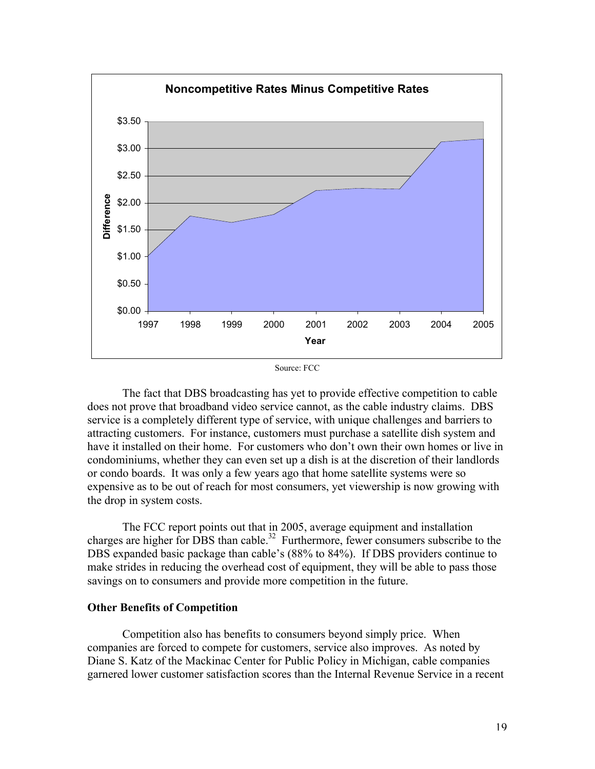Source: FCC

The fact that DBS broadcasting has yet to provide effective competition to cable does not prove that broadband video service cannot, as the cable industry claims. DBS service is a completely different type of service, with unique challenges and barriers to attracting customers. For instance, customers must purchase a satellite dish system and have it installed on their home. For customers who don't own their own homes or live in condominiums, whether they can even set up a dish is at the discretion of their landlords or condo boards. It was only a few years ago that home satellite systems were so expensive as to be out of reach for most consumers, yet viewership is now growing with the drop in system costs.

The FCC report points out that in 2005, average equipment and installation charges are higher for DBS than cable.[32] Furthermore, fewer consumers subscribe to the DBS expanded basic package than cable's (88% to 84%). If DBS providers continue to make strides in reducing the overhead cost of equipment, they will be able to pass those savings on to consumers and provide more competition in the future.

**Other Benefits of Competition**

Competition also has benefits to consumers beyond simply price. When companies are forced to compete for customers, service also improves. As noted by Diane S. Katz of the Mackinac Center for Public Policy in Michigan, cable companies garnered lower customer satisfaction scores than the Internal Revenue Service in a recent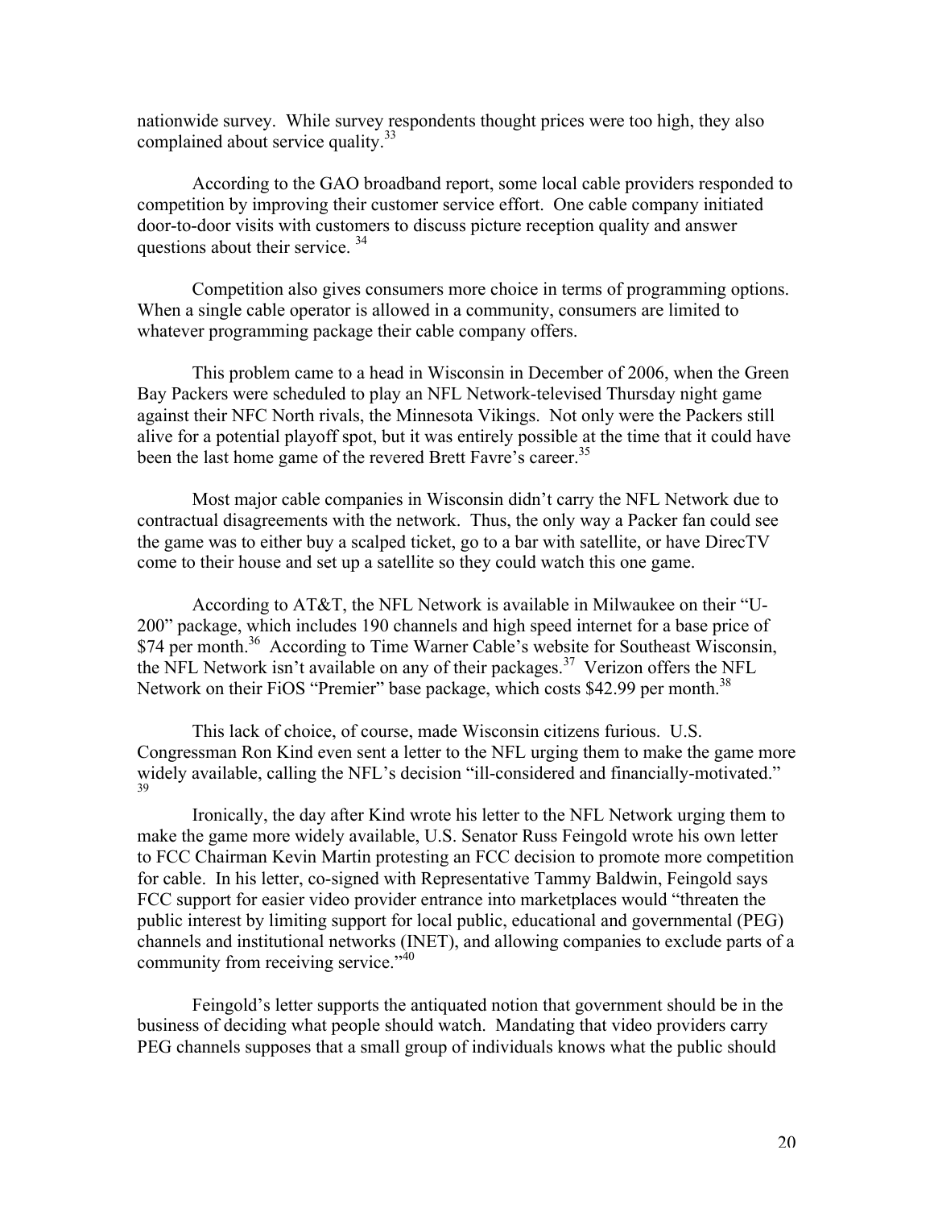nationwide survey. While survey respondents thought prices were too high, they also complained about service quality.[33]

According to the GAO broadband report, some local cable providers responded to competition by improving their customer service effort. One cable company initiated door-to-door visits with customers to discuss picture reception quality and answer questions about their service. [34]

Competition also gives consumers more choice in terms of programming options. When a single cable operator is allowed in a community, consumers are limited to whatever programming package their cable company offers.

This problem came to a head in Wisconsin in December of 2006, when the Green Bay Packers were scheduled to play an NFL Network-televised Thursday night game against their NFC North rivals, the Minnesota Vikings. Not only were the Packers still alive for a potential playoff spot, but it was entirely possible at the time that it could have been the last home game of the revered Brett Favre's career.[35]

Most major cable companies in Wisconsin didn't carry the NFL Network due to contractual disagreements with the network. Thus, the only way a Packer fan could see the game was to either buy a scalped ticket, go to a bar with satellite, or have DirecTV come to their house and set up a satellite so they could watch this one game.

According to AT&T, the NFL Network is available in Milwaukee on their "U-200" package, which includes 190 channels and high speed internet for a base price of $74 per month.[36] According to Time Warner Cable's website for Southeast Wisconsin, the NFL Network isn't available on any of their packages.[37] Verizon offers the NFL Network on their FiOS "Premier" base package, which costs $42.99 per month.[38]

This lack of choice, of course, made Wisconsin citizens furious. U.S. Congressman Ron Kind even sent a letter to the NFL urging them to make the game more widely available, calling the NFL's decision "ill-considered and financially-motivated." [39]

Ironically, the day after Kind wrote his letter to the NFL Network urging them to make the game more widely available, U.S. Senator Russ Feingold wrote his own letter to FCC Chairman Kevin Martin protesting an FCC decision to promote more competition for cable. In his letter, co-signed with Representative Tammy Baldwin, Feingold says FCC support for easier video provider entrance into marketplaces would "threaten the public interest by limiting support for local public, educational and governmental (PEG) channels and institutional networks (INET), and allowing companies to exclude parts of a community from receiving service."[40]

Feingold's letter supports the antiquated notion that government should be in the business of deciding what people should watch. Mandating that video providers carry PEG channels supposes that a small group of individuals knows what the public should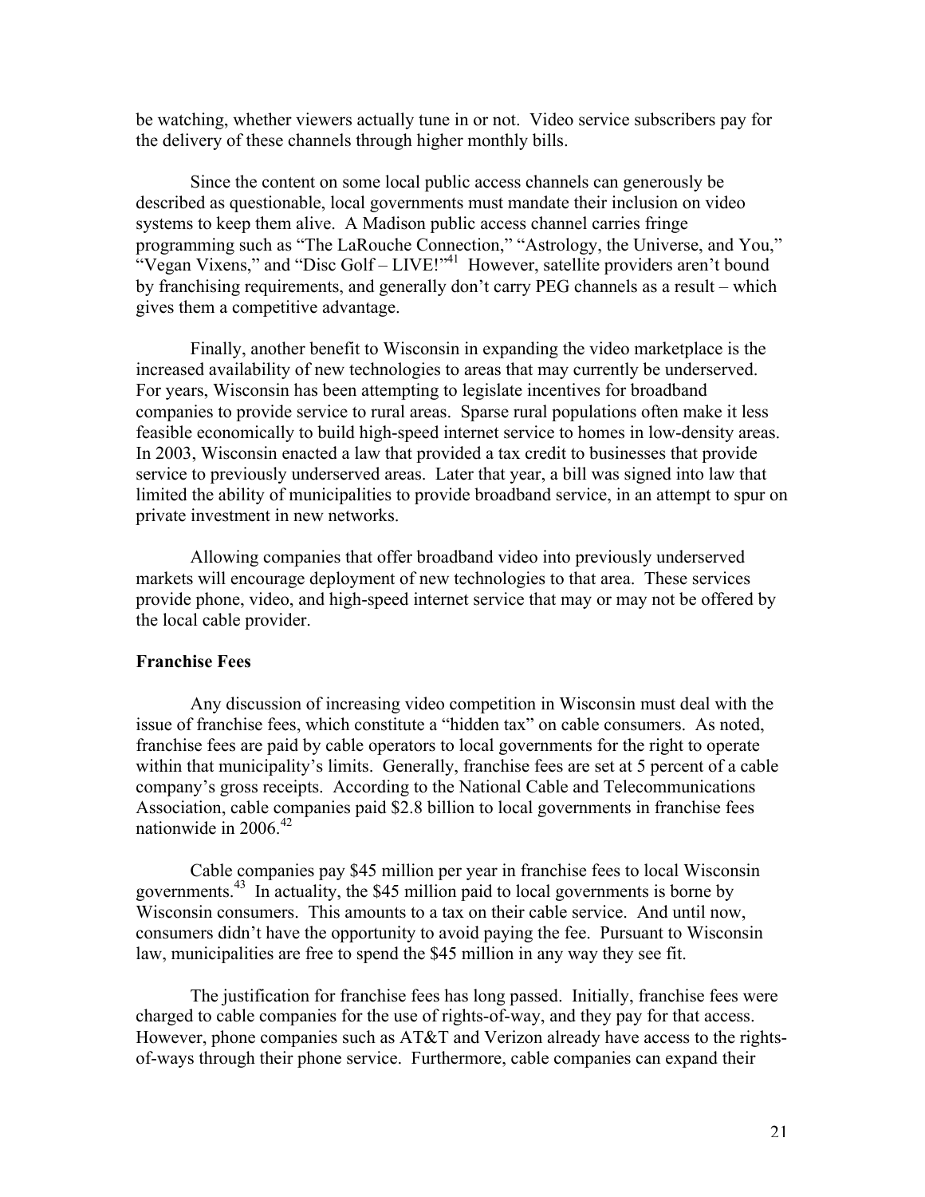be watching, whether viewers actually tune in or not. Video service subscribers pay for the delivery of these channels through higher monthly bills.

Since the content on some local public access channels can generously be described as questionable, local governments must mandate their inclusion on video systems to keep them alive. A Madison public access channel carries fringe programming such as "The LaRouche Connection," "Astrology, the Universe, and You," "Vegan Vixens," and "Disc Golf – LIVE!"[41] However, satellite providers aren't bound by franchising requirements, and generally don't carry PEG channels as a result – which gives them a competitive advantage.

Finally, another benefit to Wisconsin in expanding the video marketplace is the increased availability of new technologies to areas that may currently be underserved. For years, Wisconsin has been attempting to legislate incentives for broadband companies to provide service to rural areas. Sparse rural populations often make it less feasible economically to build high-speed internet service to homes in low-density areas. In 2003, Wisconsin enacted a law that provided a tax credit to businesses that provide service to previously underserved areas. Later that year, a bill was signed into law that limited the ability of municipalities to provide broadband service, in an attempt to spur on private investment in new networks.

Allowing companies that offer broadband video into previously underserved markets will encourage deployment of new technologies to that area. These services provide phone, video, and high-speed internet service that may or may not be offered by the local cable provider.

**Franchise Fees**

Any discussion of increasing video competition in Wisconsin must deal with the issue of franchise fees, which constitute a "hidden tax" on cable consumers. As noted, franchise fees are paid by cable operators to local governments for the right to operate within that municipality's limits. Generally, franchise fees are set at 5 percent of a cable company's gross receipts. According to the National Cable and Telecommunications Association, cable companies paid $2.8 billion to local governments in franchise fees nationwide in 2006.[42]

Cable companies pay $45 million per year in franchise fees to local Wisconsin governments.[43] In actuality, the $45 million paid to local governments is borne by Wisconsin consumers. This amounts to a tax on their cable service. And until now, consumers didn't have the opportunity to avoid paying the fee. Pursuant to Wisconsin law, municipalities are free to spend the $45 million in any way they see fit.

The justification for franchise fees has long passed. Initially, franchise fees were charged to cable companies for the use of rights-of-way, and they pay for that access. However, phone companies such as AT&T and Verizon already have access to the rights-of-ways through their phone service. Furthermore, cable companies can expand their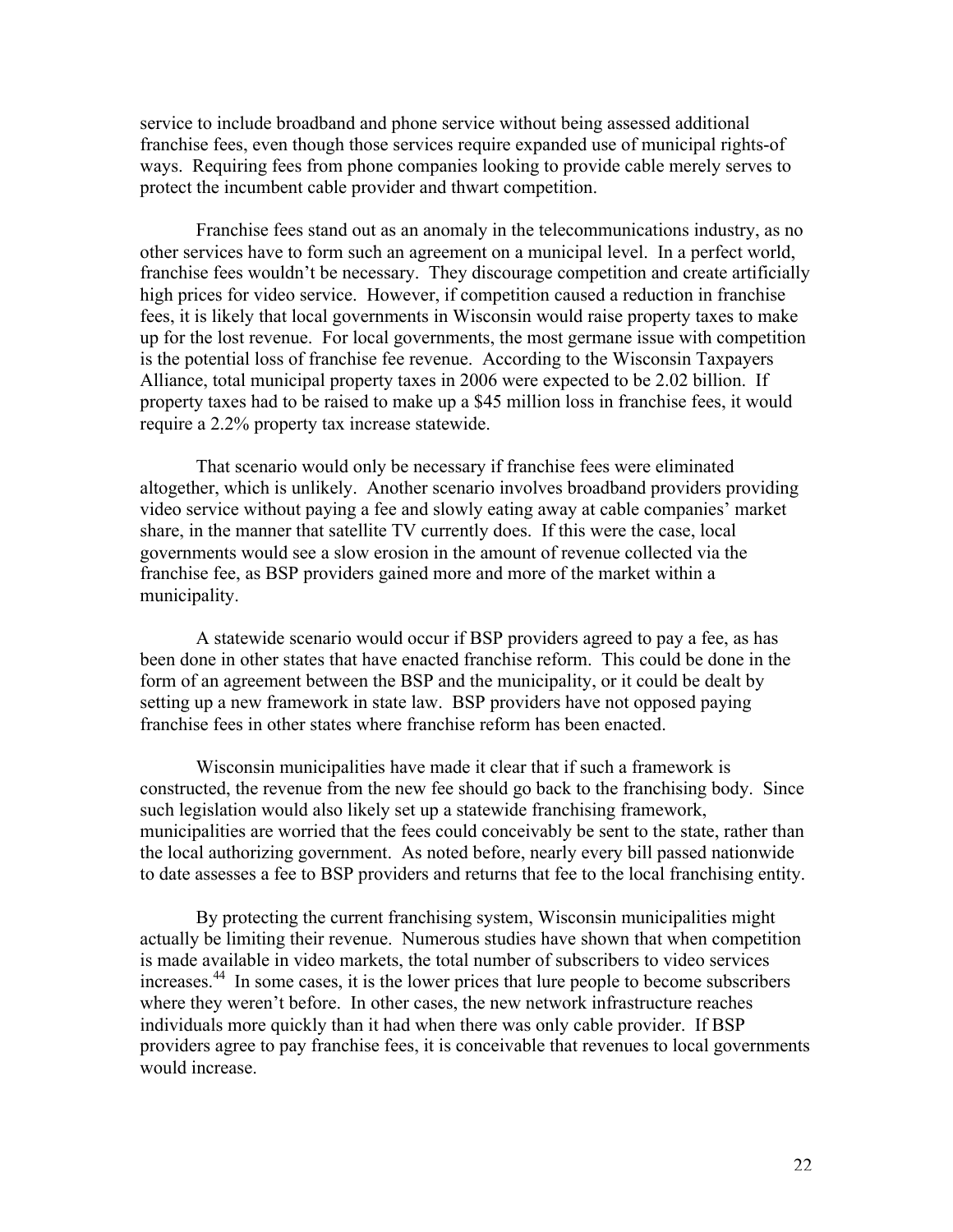service to include broadband and phone service without being assessed additional franchise fees, even though those services require expanded use of municipal rights-of ways. Requiring fees from phone companies looking to provide cable merely serves to protect the incumbent cable provider and thwart competition.

Franchise fees stand out as an anomaly in the telecommunications industry, as no other services have to form such an agreement on a municipal level. In a perfect world, franchise fees wouldn't be necessary. They discourage competition and create artificially high prices for video service. However, if competition caused a reduction in franchise fees, it is likely that local governments in Wisconsin would raise property taxes to make up for the lost revenue. For local governments, the most germane issue with competition is the potential loss of franchise fee revenue. According to the Wisconsin Taxpayers Alliance, total municipal property taxes in 2006 were expected to be 2.02 billion. If property taxes had to be raised to make up a $45 million loss in franchise fees, it would require a 2.2% property tax increase statewide.

That scenario would only be necessary if franchise fees were eliminated altogether, which is unlikely. Another scenario involves broadband providers providing video service without paying a fee and slowly eating away at cable companies' market share, in the manner that satellite TV currently does. If this were the case, local governments would see a slow erosion in the amount of revenue collected via the franchise fee, as BSP providers gained more and more of the market within a municipality.

A statewide scenario would occur if BSP providers agreed to pay a fee, as has been done in other states that have enacted franchise reform. This could be done in the form of an agreement between the BSP and the municipality, or it could be dealt by setting up a new framework in state law. BSP providers have not opposed paying franchise fees in other states where franchise reform has been enacted.

Wisconsin municipalities have made it clear that if such a framework is constructed, the revenue from the new fee should go back to the franchising body. Since such legislation would also likely set up a statewide franchising framework, municipalities are worried that the fees could conceivably be sent to the state, rather than the local authorizing government. As noted before, nearly every bill passed nationwide to date assesses a fee to BSP providers and returns that fee to the local franchising entity.

By protecting the current franchising system, Wisconsin municipalities might actually be limiting their revenue. Numerous studies have shown that when competition is made available in video markets, the total number of subscribers to video services increases.[44] In some cases, it is the lower prices that lure people to become subscribers where they weren't before. In other cases, the new network infrastructure reaches individuals more quickly than it had when there was only cable provider. If BSP providers agree to pay franchise fees, it is conceivable that revenues to local governments would increase.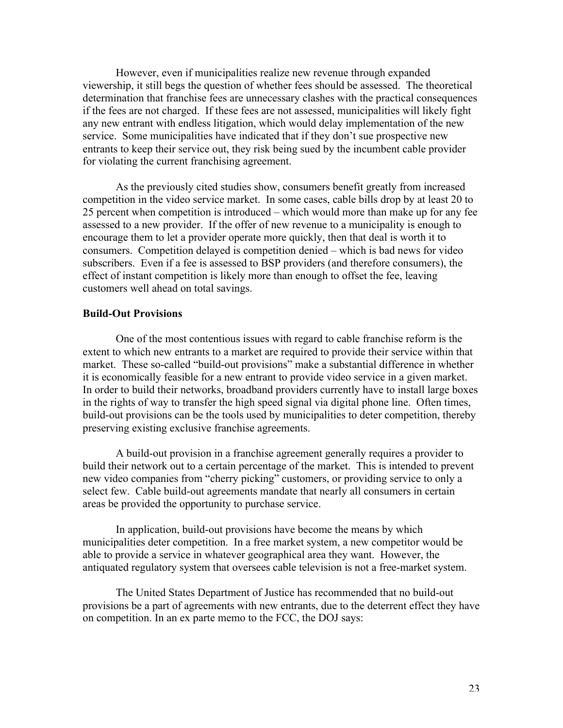However, even if municipalities realize new revenue through expanded viewership, it still begs the question of whether fees should be assessed. The theoretical determination that franchise fees are unnecessary clashes with the practical consequences if the fees are not charged. If these fees are not assessed, municipalities will likely fight any new entrant with endless litigation, which would delay implementation of the new service. Some municipalities have indicated that if they don't sue prospective new entrants to keep their service out, they risk being sued by the incumbent cable provider for violating the current franchising agreement.

As the previously cited studies show, consumers benefit greatly from increased competition in the video service market. In some cases, cable bills drop by at least 20 to 25 percent when competition is introduced – which would more than make up for any fee assessed to a new provider. If the offer of new revenue to a municipality is enough to encourage them to let a provider operate more quickly, then that deal is worth it to consumers. Competition delayed is competition denied – which is bad news for video subscribers. Even if a fee is assessed to BSP providers (and therefore consumers), the effect of instant competition is likely more than enough to offset the fee, leaving customers well ahead on total savings.

**Build-Out Provisions**

One of the most contentious issues with regard to cable franchise reform is the extent to which new entrants to a market are required to provide their service within that market. These so-called "build-out provisions" make a substantial difference in whether it is economically feasible for a new entrant to provide video service in a given market. In order to build their networks, broadband providers currently have to install large boxes in the rights of way to transfer the high speed signal via digital phone line. Often times, build-out provisions can be the tools used by municipalities to deter competition, thereby preserving existing exclusive franchise agreements.

A build-out provision in a franchise agreement generally requires a provider to build their network out to a certain percentage of the market. This is intended to prevent new video companies from "cherry picking" customers, or providing service to only a select few. Cable build-out agreements mandate that nearly all consumers in certain areas be provided the opportunity to purchase service.

In application, build-out provisions have become the means by which municipalities deter competition. In a free market system, a new competitor would be able to provide a service in whatever geographical area they want. However, the antiquated regulatory system that oversees cable television is not a free-market system.

The United States Department of Justice has recommended that no build-out provisions be a part of agreements with new entrants, due to the deterrent effect they have on competition. In an ex parte memo to the FCC, the DOJ says: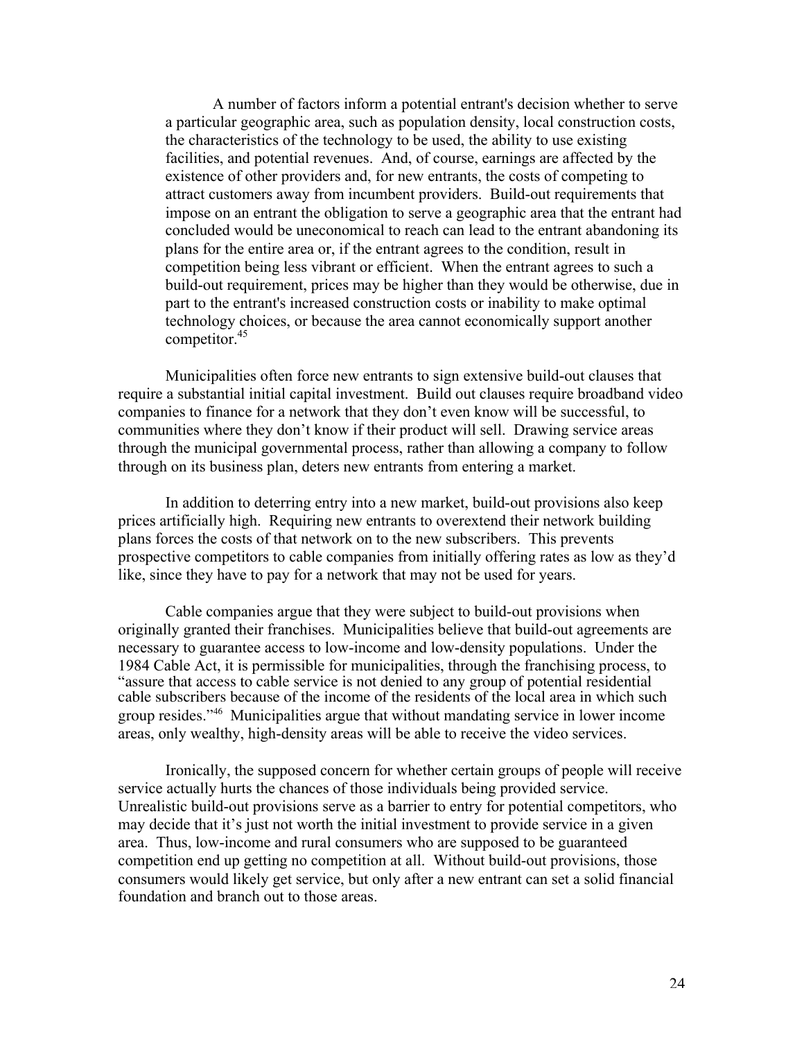> A number of factors inform a potential entrant's decision whether to serve a particular geographic area, such as population density, local construction costs, the characteristics of the technology to be used, the ability to use existing facilities, and potential revenues. And, of course, earnings are affected by the existence of other providers and, for new entrants, the costs of competing to attract customers away from incumbent providers. Build-out requirements that impose on an entrant the obligation to serve a geographic area that the entrant had concluded would be uneconomical to reach can lead to the entrant abandoning its plans for the entire area or, if the entrant agrees to the condition, result in competition being less vibrant or efficient. When the entrant agrees to such a build-out requirement, prices may be higher than they would be otherwise, due in part to the entrant's increased construction costs or inability to make optimal technology choices, or because the area cannot economically support another competitor.[45]

Municipalities often force new entrants to sign extensive build-out clauses that require a substantial initial capital investment. Build out clauses require broadband video companies to finance for a network that they don't even know will be successful, to communities where they don't know if their product will sell. Drawing service areas through the municipal governmental process, rather than allowing a company to follow through on its business plan, deters new entrants from entering a market.

In addition to deterring entry into a new market, build-out provisions also keep prices artificially high. Requiring new entrants to overextend their network building plans forces the costs of that network on to the new subscribers. This prevents prospective competitors to cable companies from initially offering rates as low as they'd like, since they have to pay for a network that may not be used for years.

Cable companies argue that they were subject to build-out provisions when originally granted their franchises. Municipalities believe that build-out agreements are necessary to guarantee access to low-income and low-density populations. Under the 1984 Cable Act, it is permissible for municipalities, through the franchising process, to "assure that access to cable service is not denied to any group of potential residential cable subscribers because of the income of the residents of the local area in which such group resides."[46] Municipalities argue that without mandating service in lower income areas, only wealthy, high-density areas will be able to receive the video services.

Ironically, the supposed concern for whether certain groups of people will receive service actually hurts the chances of those individuals being provided service. Unrealistic build-out provisions serve as a barrier to entry for potential competitors, who may decide that it's just not worth the initial investment to provide service in a given area. Thus, low-income and rural consumers who are supposed to be guaranteed competition end up getting no competition at all. Without build-out provisions, those consumers would likely get service, but only after a new entrant can set a solid financial foundation and branch out to those areas.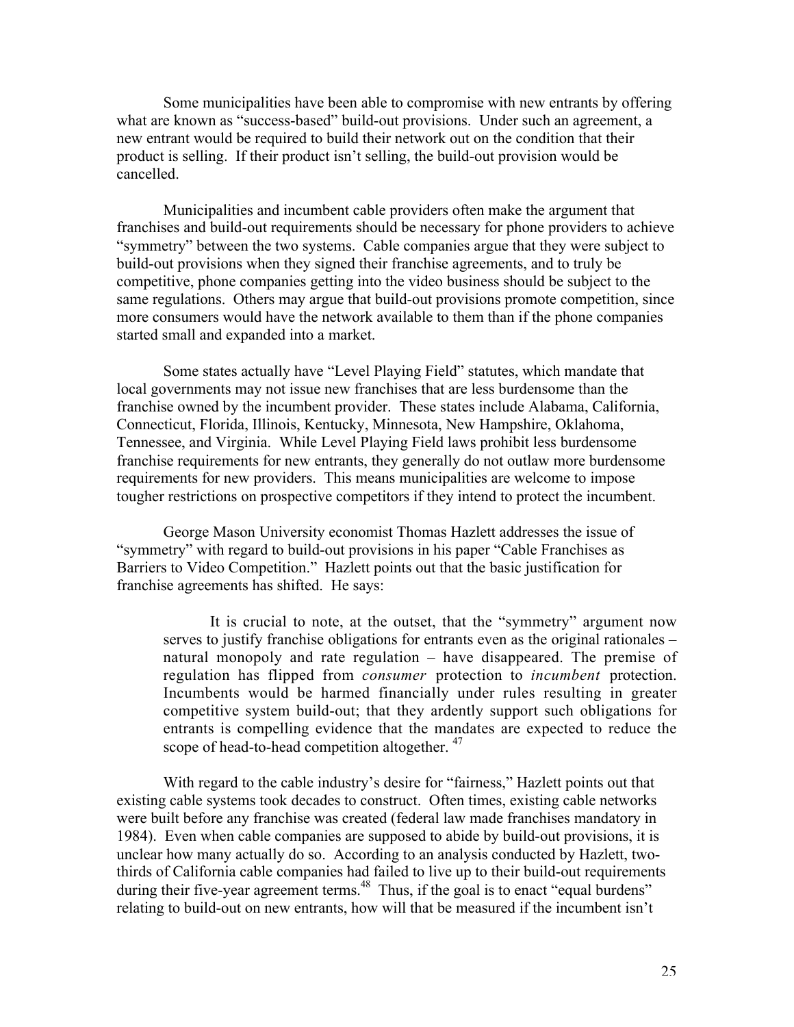Some municipalities have been able to compromise with new entrants by offering what are known as "success-based" build-out provisions. Under such an agreement, a new entrant would be required to build their network out on the condition that their product is selling. If their product isn't selling, the build-out provision would be cancelled.

Municipalities and incumbent cable providers often make the argument that franchises and build-out requirements should be necessary for phone providers to achieve "symmetry" between the two systems. Cable companies argue that they were subject to build-out provisions when they signed their franchise agreements, and to truly be competitive, phone companies getting into the video business should be subject to the same regulations. Others may argue that build-out provisions promote competition, since more consumers would have the network available to them than if the phone companies started small and expanded into a market.

Some states actually have "Level Playing Field" statutes, which mandate that local governments may not issue new franchises that are less burdensome than the franchise owned by the incumbent provider. These states include Alabama, California, Connecticut, Florida, Illinois, Kentucky, Minnesota, New Hampshire, Oklahoma, Tennessee, and Virginia. While Level Playing Field laws prohibit less burdensome franchise requirements for new entrants, they generally do not outlaw more burdensome requirements for new providers. This means municipalities are welcome to impose tougher restrictions on prospective competitors if they intend to protect the incumbent.

George Mason University economist Thomas Hazlett addresses the issue of "symmetry" with regard to build-out provisions in his paper "Cable Franchises as Barriers to Video Competition." Hazlett points out that the basic justification for franchise agreements has shifted. He says:

> It is crucial to note, at the outset, that the "symmetry" argument now serves to justify franchise obligations for entrants even as the original rationales – natural monopoly and rate regulation – have disappeared. The premise of regulation has flipped from *consumer* protection to *incumbent* protection. Incumbents would be harmed financially under rules resulting in greater competitive system build-out; that they ardently support such obligations for entrants is compelling evidence that the mandates are expected to reduce the scope of head-to-head competition altogether. [47]

With regard to the cable industry's desire for "fairness," Hazlett points out that existing cable systems took decades to construct. Often times, existing cable networks were built before any franchise was created (federal law made franchises mandatory in 1984). Even when cable companies are supposed to abide by build-out provisions, it is unclear how many actually do so. According to an analysis conducted by Hazlett, two-thirds of California cable companies had failed to live up to their build-out requirements during their five-year agreement terms.[48] Thus, if the goal is to enact "equal burdens" relating to build-out on new entrants, how will that be measured if the incumbent isn't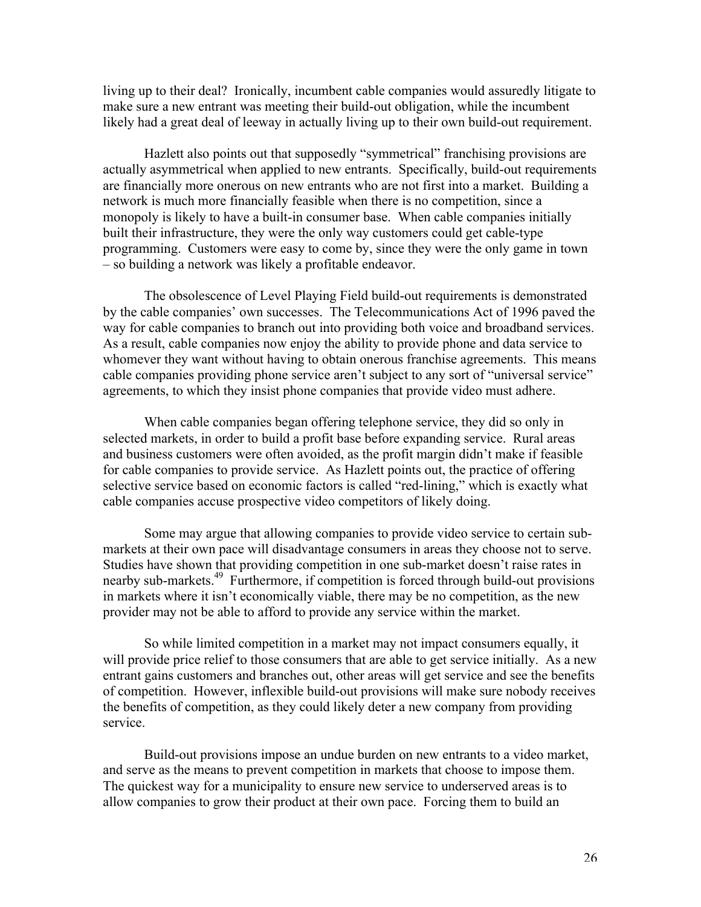living up to their deal? Ironically, incumbent cable companies would assuredly litigate to make sure a new entrant was meeting their build-out obligation, while the incumbent likely had a great deal of leeway in actually living up to their own build-out requirement.

Hazlett also points out that supposedly "symmetrical" franchising provisions are actually asymmetrical when applied to new entrants. Specifically, build-out requirements are financially more onerous on new entrants who are not first into a market. Building a network is much more financially feasible when there is no competition, since a monopoly is likely to have a built-in consumer base. When cable companies initially built their infrastructure, they were the only way customers could get cable-type programming. Customers were easy to come by, since they were the only game in town – so building a network was likely a profitable endeavor.

The obsolescence of Level Playing Field build-out requirements is demonstrated by the cable companies' own successes. The Telecommunications Act of 1996 paved the way for cable companies to branch out into providing both voice and broadband services. As a result, cable companies now enjoy the ability to provide phone and data service to whomever they want without having to obtain onerous franchise agreements. This means cable companies providing phone service aren't subject to any sort of "universal service" agreements, to which they insist phone companies that provide video must adhere.

When cable companies began offering telephone service, they did so only in selected markets, in order to build a profit base before expanding service. Rural areas and business customers were often avoided, as the profit margin didn't make if feasible for cable companies to provide service. As Hazlett points out, the practice of offering selective service based on economic factors is called "red-lining," which is exactly what cable companies accuse prospective video competitors of likely doing.

Some may argue that allowing companies to provide video service to certain sub-markets at their own pace will disadvantage consumers in areas they choose not to serve. Studies have shown that providing competition in one sub-market doesn't raise rates in nearby sub-markets.[49] Furthermore, if competition is forced through build-out provisions in markets where it isn't economically viable, there may be no competition, as the new provider may not be able to afford to provide any service within the market.

So while limited competition in a market may not impact consumers equally, it will provide price relief to those consumers that are able to get service initially. As a new entrant gains customers and branches out, other areas will get service and see the benefits of competition. However, inflexible build-out provisions will make sure nobody receives the benefits of competition, as they could likely deter a new company from providing service.

Build-out provisions impose an undue burden on new entrants to a video market, and serve as the means to prevent competition in markets that choose to impose them. The quickest way for a municipality to ensure new service to underserved areas is to allow companies to grow their product at their own pace. Forcing them to build an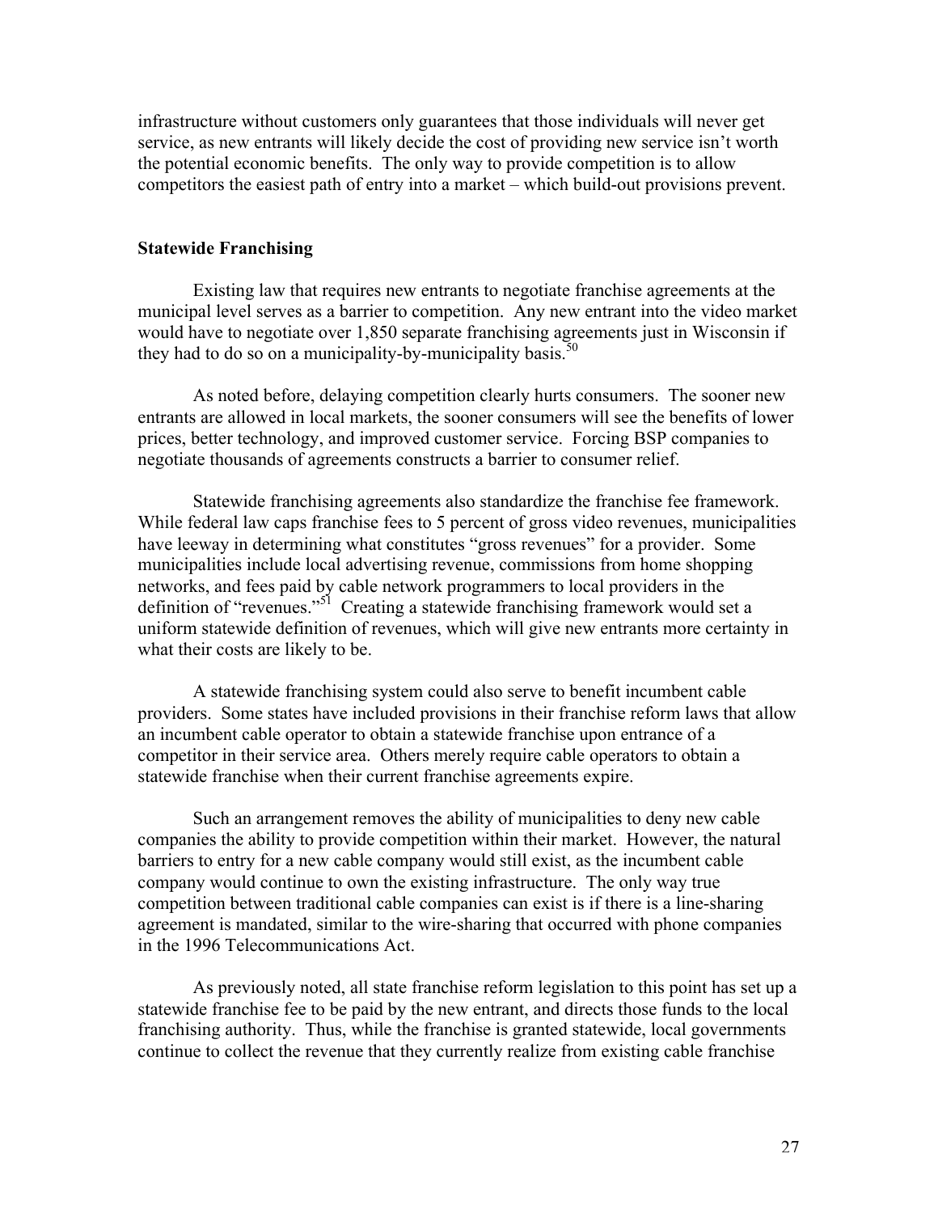infrastructure without customers only guarantees that those individuals will never get service, as new entrants will likely decide the cost of providing new service isn't worth the potential economic benefits. The only way to provide competition is to allow competitors the easiest path of entry into a market – which build-out provisions prevent.

**Statewide Franchising**

Existing law that requires new entrants to negotiate franchise agreements at the municipal level serves as a barrier to competition. Any new entrant into the video market would have to negotiate over 1,850 separate franchising agreements just in Wisconsin if they had to do so on a municipality-by-municipality basis.[50]

As noted before, delaying competition clearly hurts consumers. The sooner new entrants are allowed in local markets, the sooner consumers will see the benefits of lower prices, better technology, and improved customer service. Forcing BSP companies to negotiate thousands of agreements constructs a barrier to consumer relief.

Statewide franchising agreements also standardize the franchise fee framework. While federal law caps franchise fees to 5 percent of gross video revenues, municipalities have leeway in determining what constitutes "gross revenues" for a provider. Some municipalities include local advertising revenue, commissions from home shopping networks, and fees paid by cable network programmers to local providers in the definition of "revenues."[51] Creating a statewide franchising framework would set a uniform statewide definition of revenues, which will give new entrants more certainty in what their costs are likely to be.

A statewide franchising system could also serve to benefit incumbent cable providers. Some states have included provisions in their franchise reform laws that allow an incumbent cable operator to obtain a statewide franchise upon entrance of a competitor in their service area. Others merely require cable operators to obtain a statewide franchise when their current franchise agreements expire.

Such an arrangement removes the ability of municipalities to deny new cable companies the ability to provide competition within their market. However, the natural barriers to entry for a new cable company would still exist, as the incumbent cable company would continue to own the existing infrastructure. The only way true competition between traditional cable companies can exist is if there is a line-sharing agreement is mandated, similar to the wire-sharing that occurred with phone companies in the 1996 Telecommunications Act.

As previously noted, all state franchise reform legislation to this point has set up a statewide franchise fee to be paid by the new entrant, and directs those funds to the local franchising authority. Thus, while the franchise is granted statewide, local governments continue to collect the revenue that they currently realize from existing cable franchise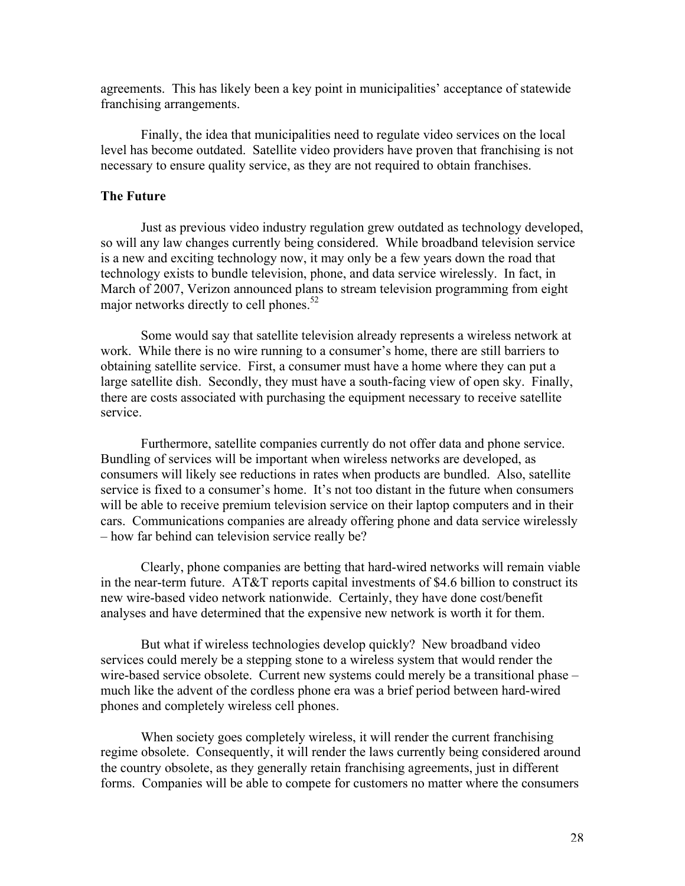agreements. This has likely been a key point in municipalities' acceptance of statewide franchising arrangements.

Finally, the idea that municipalities need to regulate video services on the local level has become outdated. Satellite video providers have proven that franchising is not necessary to ensure quality service, as they are not required to obtain franchises.

**The Future**

Just as previous video industry regulation grew outdated as technology developed, so will any law changes currently being considered. While broadband television service is a new and exciting technology now, it may only be a few years down the road that technology exists to bundle television, phone, and data service wirelessly. In fact, in March of 2007, Verizon announced plans to stream television programming from eight major networks directly to cell phones.[52]

Some would say that satellite television already represents a wireless network at work. While there is no wire running to a consumer's home, there are still barriers to obtaining satellite service. First, a consumer must have a home where they can put a large satellite dish. Secondly, they must have a south-facing view of open sky. Finally, there are costs associated with purchasing the equipment necessary to receive satellite service.

Furthermore, satellite companies currently do not offer data and phone service. Bundling of services will be important when wireless networks are developed, as consumers will likely see reductions in rates when products are bundled. Also, satellite service is fixed to a consumer's home. It's not too distant in the future when consumers will be able to receive premium television service on their laptop computers and in their cars. Communications companies are already offering phone and data service wirelessly – how far behind can television service really be?

Clearly, phone companies are betting that hard-wired networks will remain viable in the near-term future. AT&T reports capital investments of $4.6 billion to construct its new wire-based video network nationwide. Certainly, they have done cost/benefit analyses and have determined that the expensive new network is worth it for them.

But what if wireless technologies develop quickly? New broadband video services could merely be a stepping stone to a wireless system that would render the wire-based service obsolete. Current new systems could merely be a transitional phase – much like the advent of the cordless phone era was a brief period between hard-wired phones and completely wireless cell phones.

When society goes completely wireless, it will render the current franchising regime obsolete. Consequently, it will render the laws currently being considered around the country obsolete, as they generally retain franchising agreements, just in different forms. Companies will be able to compete for customers no matter where the consumers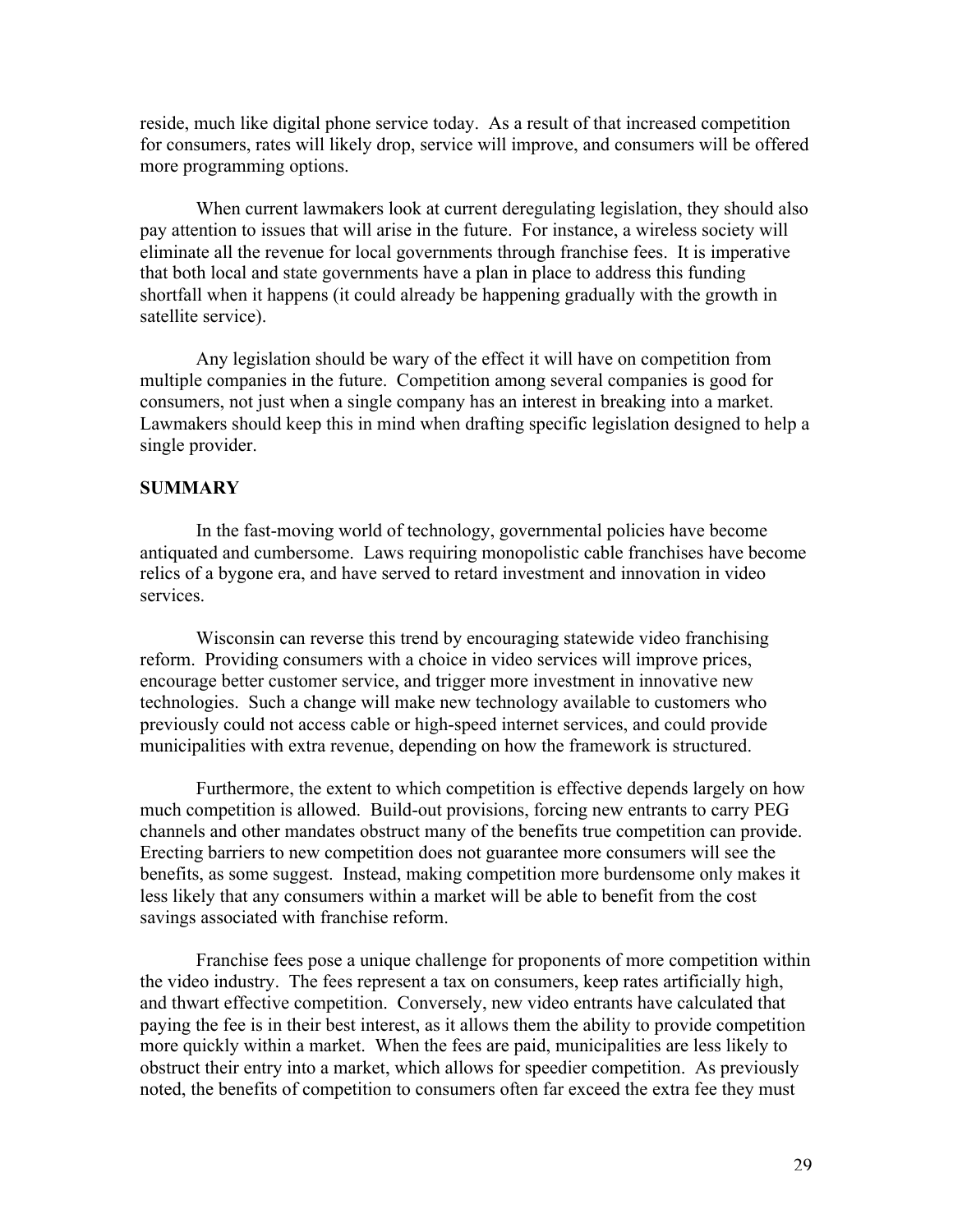reside, much like digital phone service today. As a result of that increased competition for consumers, rates will likely drop, service will improve, and consumers will be offered more programming options.

When current lawmakers look at current deregulating legislation, they should also pay attention to issues that will arise in the future. For instance, a wireless society will eliminate all the revenue for local governments through franchise fees. It is imperative that both local and state governments have a plan in place to address this funding shortfall when it happens (it could already be happening gradually with the growth in satellite service).

Any legislation should be wary of the effect it will have on competition from multiple companies in the future. Competition among several companies is good for consumers, not just when a single company has an interest in breaking into a market. Lawmakers should keep this in mind when drafting specific legislation designed to help a single provider.

## SUMMARY

In the fast-moving world of technology, governmental policies have become antiquated and cumbersome. Laws requiring monopolistic cable franchises have become relics of a bygone era, and have served to retard investment and innovation in video services.

Wisconsin can reverse this trend by encouraging statewide video franchising reform. Providing consumers with a choice in video services will improve prices, encourage better customer service, and trigger more investment in innovative new technologies. Such a change will make new technology available to customers who previously could not access cable or high-speed internet services, and could provide municipalities with extra revenue, depending on how the framework is structured.

Furthermore, the extent to which competition is effective depends largely on how much competition is allowed. Build-out provisions, forcing new entrants to carry PEG channels and other mandates obstruct many of the benefits true competition can provide. Erecting barriers to new competition does not guarantee more consumers will see the benefits, as some suggest. Instead, making competition more burdensome only makes it less likely that any consumers within a market will be able to benefit from the cost savings associated with franchise reform.

Franchise fees pose a unique challenge for proponents of more competition within the video industry. The fees represent a tax on consumers, keep rates artificially high, and thwart effective competition. Conversely, new video entrants have calculated that paying the fee is in their best interest, as it allows them the ability to provide competition more quickly within a market. When the fees are paid, municipalities are less likely to obstruct their entry into a market, which allows for speedier competition. As previously noted, the benefits of competition to consumers often far exceed the extra fee they must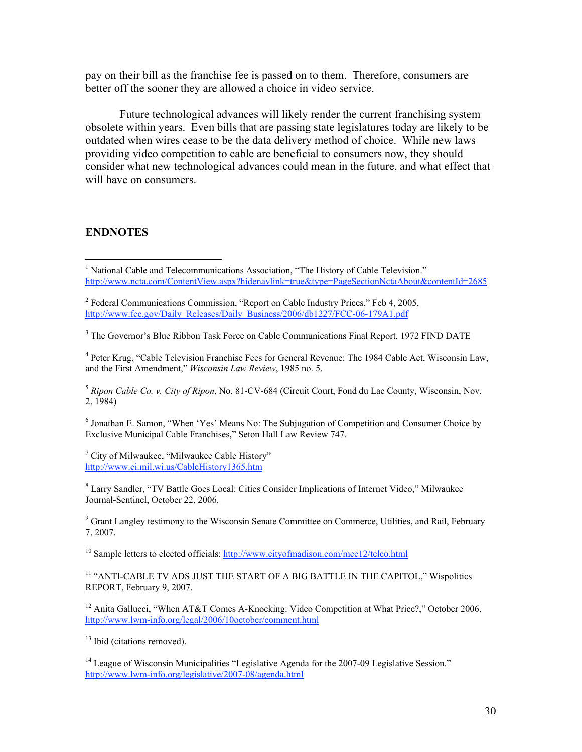pay on their bill as the franchise fee is passed on to them. Therefore, consumers are better off the sooner they are allowed a choice in video service.

Future technological advances will likely render the current franchising system obsolete within years. Even bills that are passing state legislatures today are likely to be outdated when wires cease to be the data delivery method of choice. While new laws providing video competition to cable are beneficial to consumers now, they should consider what new technological advances could mean in the future, and what effect that will have on consumers.

## ENDNOTES

[1] National Cable and Telecommunications Association, "The History of Cable Television." http://www.ncta.com/ContentView.aspx?hidenavlink=true&type=PageSectionNctaAbout&contentId=2685

[2] Federal Communications Commission, "Report on Cable Industry Prices," Feb 4, 2005, http://www.fcc.gov/Daily_Releases/Daily_Business/2006/db1227/FCC-06-179A1.pdf

[3] The Governor's Blue Ribbon Task Force on Cable Communications Final Report, 1972 FIND DATE

[4] Peter Krug, "Cable Television Franchise Fees for General Revenue: The 1984 Cable Act, Wisconsin Law, and the First Amendment," *Wisconsin Law Review*, 1985 no. 5.

[5] *Ripon Cable Co. v. City of Ripon*, No. 81-CV-684 (Circuit Court, Fond du Lac County, Wisconsin, Nov. 2, 1984)

[6] Jonathan E. Samon, "When 'Yes' Means No: The Subjugation of Competition and Consumer Choice by Exclusive Municipal Cable Franchises," Seton Hall Law Review 747.

[7] City of Milwaukee, "Milwaukee Cable History" http://www.ci.mil.wi.us/CableHistory1365.htm

[8] Larry Sandler, "TV Battle Goes Local: Cities Consider Implications of Internet Video," Milwaukee Journal-Sentinel, October 22, 2006.

[9] Grant Langley testimony to the Wisconsin Senate Committee on Commerce, Utilities, and Rail, February 7, 2007.

[10] Sample letters to elected officials: http://www.cityofmadison.com/mcc12/telco.html

[11] "ANTI-CABLE TV ADS JUST THE START OF A BIG BATTLE IN THE CAPITOL," Wispolitics REPORT, February 9, 2007.

[12] Anita Gallucci, "When AT&T Comes A-Knocking: Video Competition at What Price?," October 2006. http://www.lwm-info.org/legal/2006/10october/comment.html

[13] Ibid (citations removed).

[14] League of Wisconsin Municipalities "Legislative Agenda for the 2007-09 Legislative Session." http://www.lwm-info.org/legislative/2007-08/agenda.html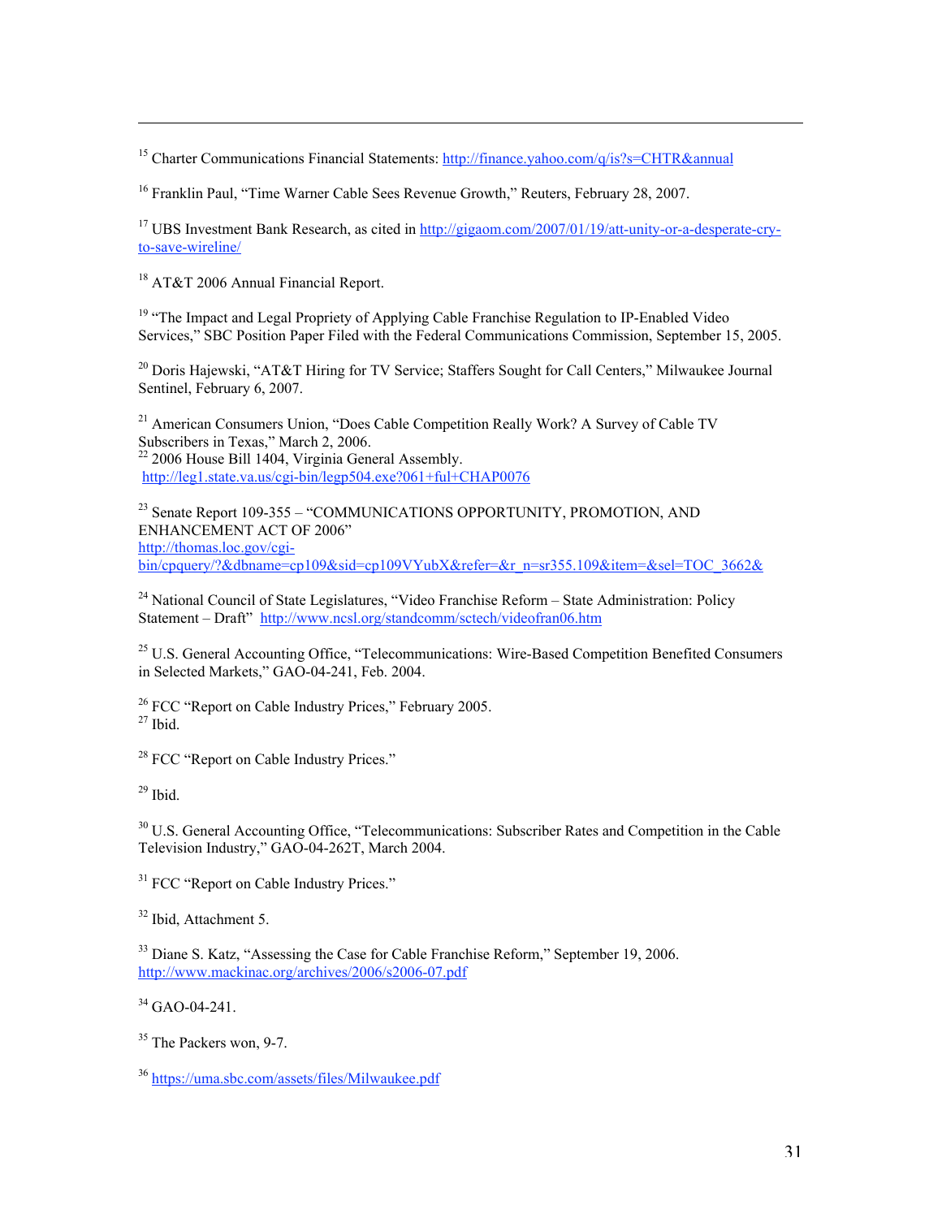[15] Charter Communications Financial Statements: http://finance.yahoo.com/q/is?s=CHTR&annual

[16] Franklin Paul, "Time Warner Cable Sees Revenue Growth," Reuters, February 28, 2007.

[17] UBS Investment Bank Research, as cited in http://gigaom.com/2007/01/19/att-unity-or-a-desperate-cry-to-save-wireline/

[18] AT&T 2006 Annual Financial Report.

[19] "The Impact and Legal Propriety of Applying Cable Franchise Regulation to IP-Enabled Video Services," SBC Position Paper Filed with the Federal Communications Commission, September 15, 2005.

[20] Doris Hajewski, "AT&T Hiring for TV Service; Staffers Sought for Call Centers," Milwaukee Journal Sentinel, February 6, 2007.

[21] American Consumers Union, "Does Cable Competition Really Work? A Survey of Cable TV Subscribers in Texas," March 2, 2006.

[22] 2006 House Bill 1404, Virginia General Assembly. http://leg1.state.va.us/cgi-bin/legp504.exe?061+ful+CHAP0076

[23] Senate Report 109-355 – "COMMUNICATIONS OPPORTUNITY, PROMOTION, AND ENHANCEMENT ACT OF 2006" http://thomas.loc.gov/cgi-bin/cpquery/?&dbname=cp109&sid=cp109VYubX&refer=&r_n=sr355.109&item=&sel=TOC_3662&

[24] National Council of State Legislatures, "Video Franchise Reform – State Administration: Policy Statement – Draft" http://www.ncsl.org/standcomm/sctech/videofran06.htm

[25] U.S. General Accounting Office, "Telecommunications: Wire-Based Competition Benefited Consumers in Selected Markets," GAO-04-241, Feb. 2004.

[26] FCC "Report on Cable Industry Prices," February 2005.

[27] Ibid.

[28] FCC "Report on Cable Industry Prices."

[29] Ibid.

[30] U.S. General Accounting Office, "Telecommunications: Subscriber Rates and Competition in the Cable Television Industry," GAO-04-262T, March 2004.

[31] FCC "Report on Cable Industry Prices."

[32] Ibid, Attachment 5.

[33] Diane S. Katz, "Assessing the Case for Cable Franchise Reform," September 19, 2006. http://www.mackinac.org/archives/2006/s2006-07.pdf

[34] GAO-04-241.

[35] The Packers won, 9-7.

[36] https://uma.sbc.com/assets/files/Milwaukee.pdf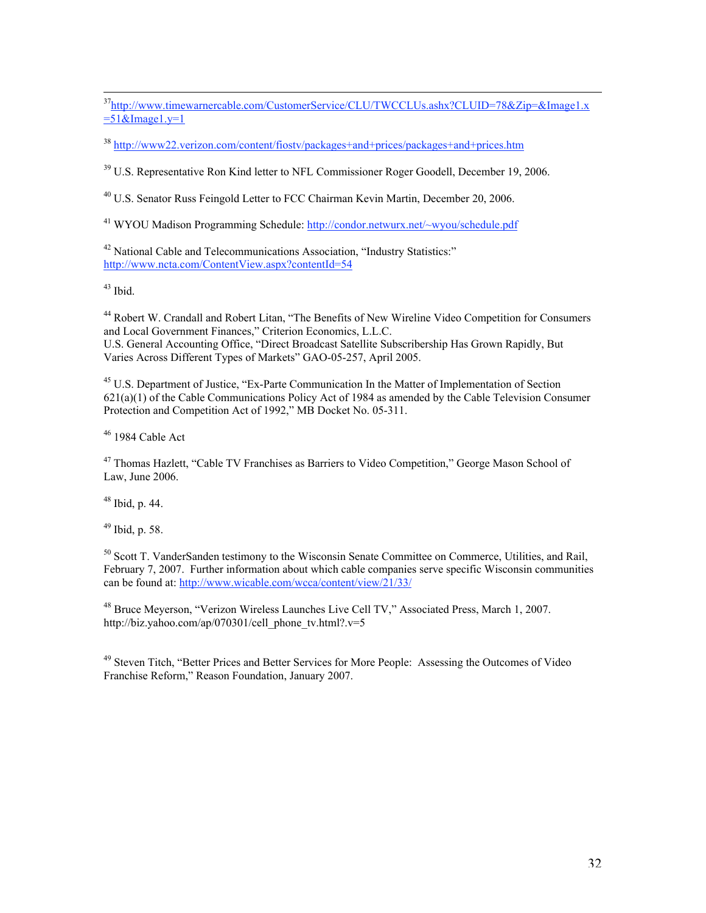[37] http://www.timewarnercable.com/CustomerService/CLU/TWCCLUs.ashx?CLUID=78&Zip=&Image1.x=51&Image1.y=1

[38] http://www22.verizon.com/content/fiostv/packages+and+prices/packages+and+prices.htm

[39] U.S. Representative Ron Kind letter to NFL Commissioner Roger Goodell, December 19, 2006.

[40] U.S. Senator Russ Feingold Letter to FCC Chairman Kevin Martin, December 20, 2006.

[41] WYOU Madison Programming Schedule: http://condor.netwurx.net/~wyou/schedule.pdf

[42] National Cable and Telecommunications Association, "Industry Statistics:" http://www.ncta.com/ContentView.aspx?contentId=54

[43] Ibid.

[44] Robert W. Crandall and Robert Litan, "The Benefits of New Wireline Video Competition for Consumers and Local Government Finances," Criterion Economics, L.L.C.
U.S. General Accounting Office, "Direct Broadcast Satellite Subscribership Has Grown Rapidly, But Varies Across Different Types of Markets" GAO-05-257, April 2005.

[45] U.S. Department of Justice, "Ex-Parte Communication In the Matter of Implementation of Section 621(a)(1) of the Cable Communications Policy Act of 1984 as amended by the Cable Television Consumer Protection and Competition Act of 1992," MB Docket No. 05-311.

[46] 1984 Cable Act

[47] Thomas Hazlett, "Cable TV Franchises as Barriers to Video Competition," George Mason School of Law, June 2006.

[48] Ibid, p. 44.

[49] Ibid, p. 58.

[50] Scott T. VanderSanden testimony to the Wisconsin Senate Committee on Commerce, Utilities, and Rail, February 7, 2007. Further information about which cable companies serve specific Wisconsin communities can be found at: http://www.wicable.com/wcca/content/view/21/33/

[48] Bruce Meyerson, "Verizon Wireless Launches Live Cell TV," Associated Press, March 1, 2007. http://biz.yahoo.com/ap/070301/cell_phone_tv.html?.v=5

[49] Steven Titch, "Better Prices and Better Services for More People: Assessing the Outcomes of Video Franchise Reform," Reason Foundation, January 2007.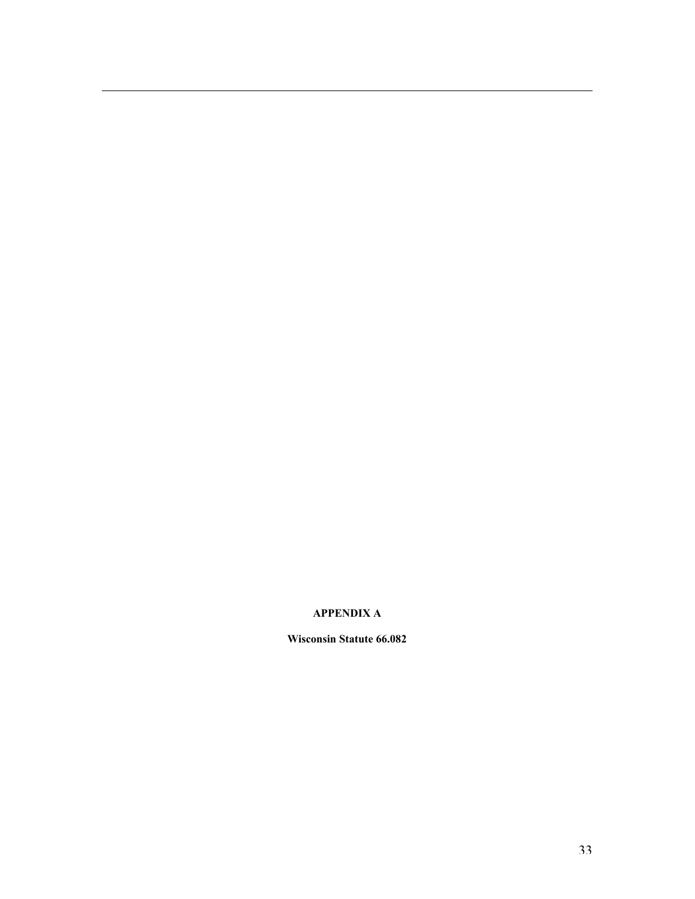## APPENDIX A

**Wisconsin Statute 66.082**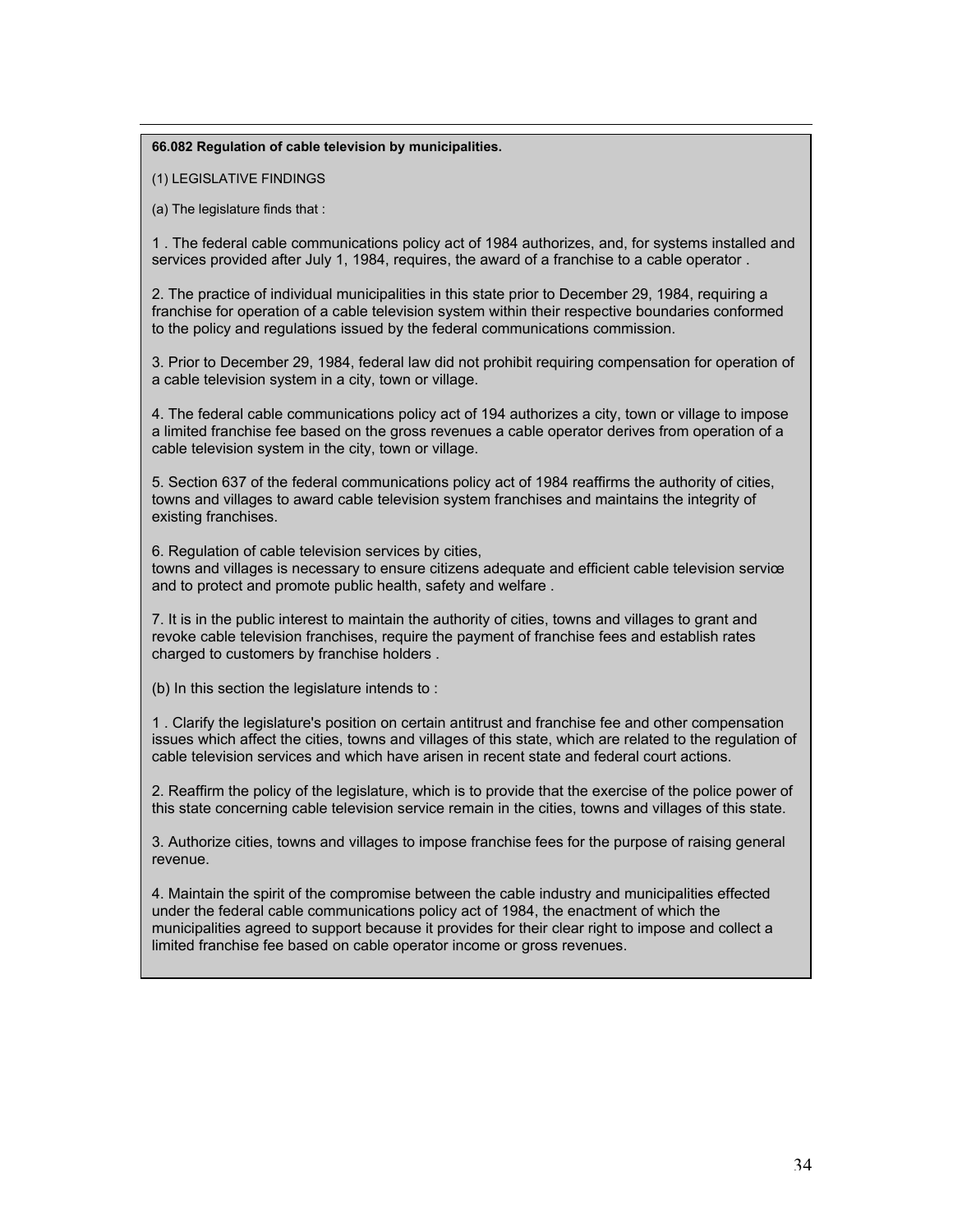**66.082 Regulation of cable television by municipalities.**

(1) LEGISLATIVE FINDINGS

(a) The legislature finds that :

1 . The federal cable communications policy act of 1984 authorizes, and, for systems installed and services provided after July 1, 1984, requires, the award of a franchise to a cable operator .

2. The practice of individual municipalities in this state prior to December 29, 1984, requiring a franchise for operation of a cable television system within their respective boundaries conformed to the policy and regulations issued by the federal communications commission.

3. Prior to December 29, 1984, federal law did not prohibit requiring compensation for operation of a cable television system in a city, town or village.

4. The federal cable communications policy act of 194 authorizes a city, town or village to impose a limited franchise fee based on the gross revenues a cable operator derives from operation of a cable television system in the city, town or village.

5. Section 637 of the federal communications policy act of 1984 reaffirms the authority of cities, towns and villages to award cable television system franchises and maintains the integrity of existing franchises.

6. Regulation of cable television services by cities, towns and villages is necessary to ensure citizens adequate and efficient cable television service and to protect and promote public health, safety and welfare .

7. It is in the public interest to maintain the authority of cities, towns and villages to grant and revoke cable television franchises, require the payment of franchise fees and establish rates charged to customers by franchise holders .

(b) In this section the legislature intends to :

1 . Clarify the legislature's position on certain antitrust and franchise fee and other compensation issues which affect the cities, towns and villages of this state, which are related to the regulation of cable television services and which have arisen in recent state and federal court actions.

2. Reaffirm the policy of the legislature, which is to provide that the exercise of the police power of this state concerning cable television service remain in the cities, towns and villages of this state.

3. Authorize cities, towns and villages to impose franchise fees for the purpose of raising general revenue.

4. Maintain the spirit of the compromise between the cable industry and municipalities effected under the federal cable communications policy act of 1984, the enactment of which the municipalities agreed to support because it provides for their clear right to impose and collect a limited franchise fee based on cable operator income or gross revenues.